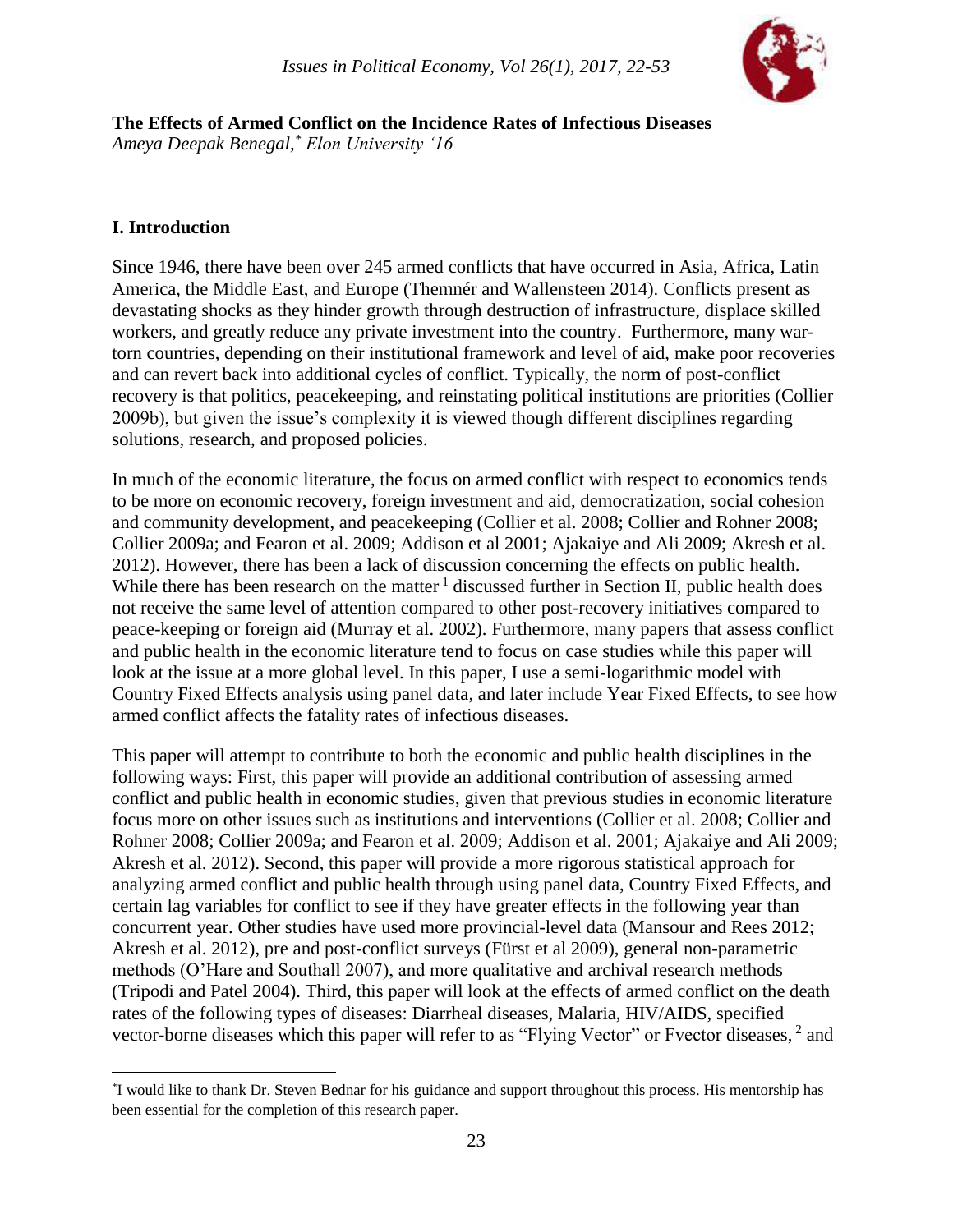**The Effects of Armed Conflict on the Incidence Rates of Infectious Diseases**
*Ameya Deepak Benegal,[\*] Elon University '16*

## I. Introduction

Since 1946, there have been over 245 armed conflicts that have occurred in Asia, Africa, Latin America, the Middle East, and Europe (Themnér and Wallensteen 2014). Conflicts present as devastating shocks as they hinder growth through destruction of infrastructure, displace skilled workers, and greatly reduce any private investment into the country. Furthermore, many war-torn countries, depending on their institutional framework and level of aid, make poor recoveries and can revert back into additional cycles of conflict. Typically, the norm of post-conflict recovery is that politics, peacekeeping, and reinstating political institutions are priorities (Collier 2009b), but given the issue's complexity it is viewed though different disciplines regarding solutions, research, and proposed policies.

In much of the economic literature, the focus on armed conflict with respect to economics tends to be more on economic recovery, foreign investment and aid, democratization, social cohesion and community development, and peacekeeping (Collier et al. 2008; Collier and Rohner 2008; Collier 2009a; and Fearon et al. 2009; Addison et al 2001; Ajakaiye and Ali 2009; Akresh et al. 2012). However, there has been a lack of discussion concerning the effects on public health. While there has been research on the matter [1] discussed further in Section II, public health does not receive the same level of attention compared to other post-recovery initiatives compared to peace-keeping or foreign aid (Murray et al. 2002). Furthermore, many papers that assess conflict and public health in the economic literature tend to focus on case studies while this paper will look at the issue at a more global level. In this paper, I use a semi-logarithmic model with Country Fixed Effects analysis using panel data, and later include Year Fixed Effects, to see how armed conflict affects the fatality rates of infectious diseases.

This paper will attempt to contribute to both the economic and public health disciplines in the following ways: First, this paper will provide an additional contribution of assessing armed conflict and public health in economic studies, given that previous studies in economic literature focus more on other issues such as institutions and interventions (Collier et al. 2008; Collier and Rohner 2008; Collier 2009a; and Fearon et al. 2009; Addison et al. 2001; Ajakaiye and Ali 2009; Akresh et al. 2012). Second, this paper will provide a more rigorous statistical approach for analyzing armed conflict and public health through using panel data, Country Fixed Effects, and certain lag variables for conflict to see if they have greater effects in the following year than concurrent year. Other studies have used more provincial-level data (Mansour and Rees 2012; Akresh et al. 2012), pre and post-conflict surveys (Fürst et al 2009), general non-parametric methods (O'Hare and Southall 2007), and more qualitative and archival research methods (Tripodi and Patel 2004). Third, this paper will look at the effects of armed conflict on the death rates of the following types of diseases: Diarrheal diseases, Malaria, HIV/AIDS, specified vector-borne diseases which this paper will refer to as "Flying Vector" or Fvector diseases, [2] and

[\*] I would like to thank Dr. Steven Bednar for his guidance and support throughout this process. His mentorship has been essential for the completion of this research paper.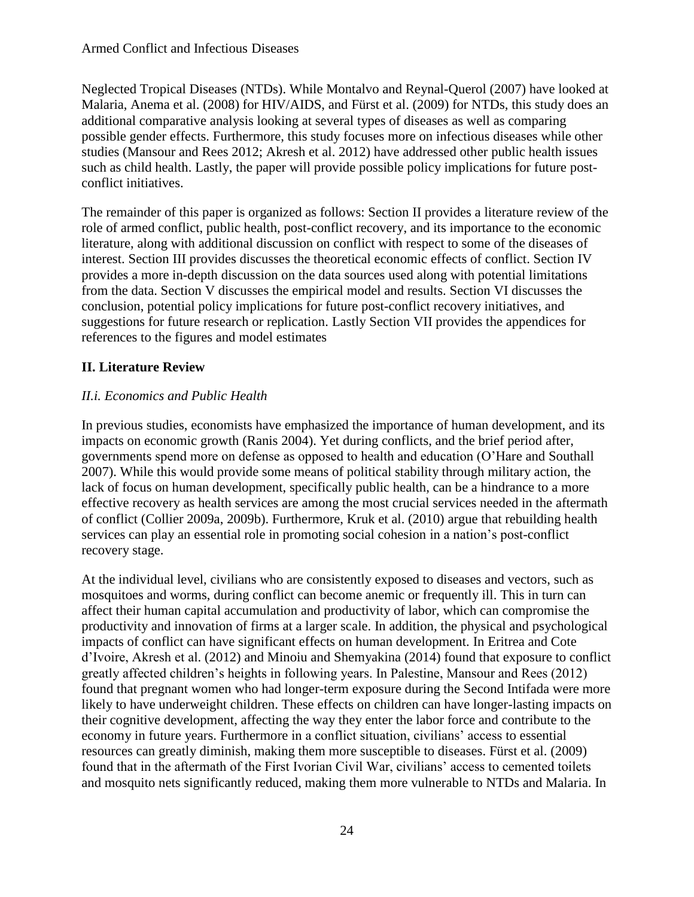Neglected Tropical Diseases (NTDs). While Montalvo and Reynal-Querol (2007) have looked at Malaria, Anema et al. (2008) for HIV/AIDS, and Fürst et al. (2009) for NTDs, this study does an additional comparative analysis looking at several types of diseases as well as comparing possible gender effects. Furthermore, this study focuses more on infectious diseases while other studies (Mansour and Rees 2012; Akresh et al. 2012) have addressed other public health issues such as child health. Lastly, the paper will provide possible policy implications for future post-conflict initiatives.

The remainder of this paper is organized as follows: Section II provides a literature review of the role of armed conflict, public health, post-conflict recovery, and its importance to the economic literature, along with additional discussion on conflict with respect to some of the diseases of interest. Section III provides discusses the theoretical economic effects of conflict. Section IV provides a more in-depth discussion on the data sources used along with potential limitations from the data. Section V discusses the empirical model and results. Section VI discusses the conclusion, potential policy implications for future post-conflict recovery initiatives, and suggestions for future research or replication. Lastly Section VII provides the appendices for references to the figures and model estimates

## II. Literature Review

### *II.i. Economics and Public Health*

In previous studies, economists have emphasized the importance of human development, and its impacts on economic growth (Ranis 2004). Yet during conflicts, and the brief period after, governments spend more on defense as opposed to health and education (O'Hare and Southall 2007). While this would provide some means of political stability through military action, the lack of focus on human development, specifically public health, can be a hindrance to a more effective recovery as health services are among the most crucial services needed in the aftermath of conflict (Collier 2009a, 2009b). Furthermore, Kruk et al. (2010) argue that rebuilding health services can play an essential role in promoting social cohesion in a nation's post-conflict recovery stage.

At the individual level, civilians who are consistently exposed to diseases and vectors, such as mosquitoes and worms, during conflict can become anemic or frequently ill. This in turn can affect their human capital accumulation and productivity of labor, which can compromise the productivity and innovation of firms at a larger scale. In addition, the physical and psychological impacts of conflict can have significant effects on human development. In Eritrea and Cote d'Ivoire, Akresh et al. (2012) and Minoiu and Shemyakina (2014) found that exposure to conflict greatly affected children's heights in following years. In Palestine, Mansour and Rees (2012) found that pregnant women who had longer-term exposure during the Second Intifada were more likely to have underweight children. These effects on children can have longer-lasting impacts on their cognitive development, affecting the way they enter the labor force and contribute to the economy in future years. Furthermore in a conflict situation, civilians' access to essential resources can greatly diminish, making them more susceptible to diseases. Fürst et al. (2009) found that in the aftermath of the First Ivorian Civil War, civilians' access to cemented toilets and mosquito nets significantly reduced, making them more vulnerable to NTDs and Malaria. In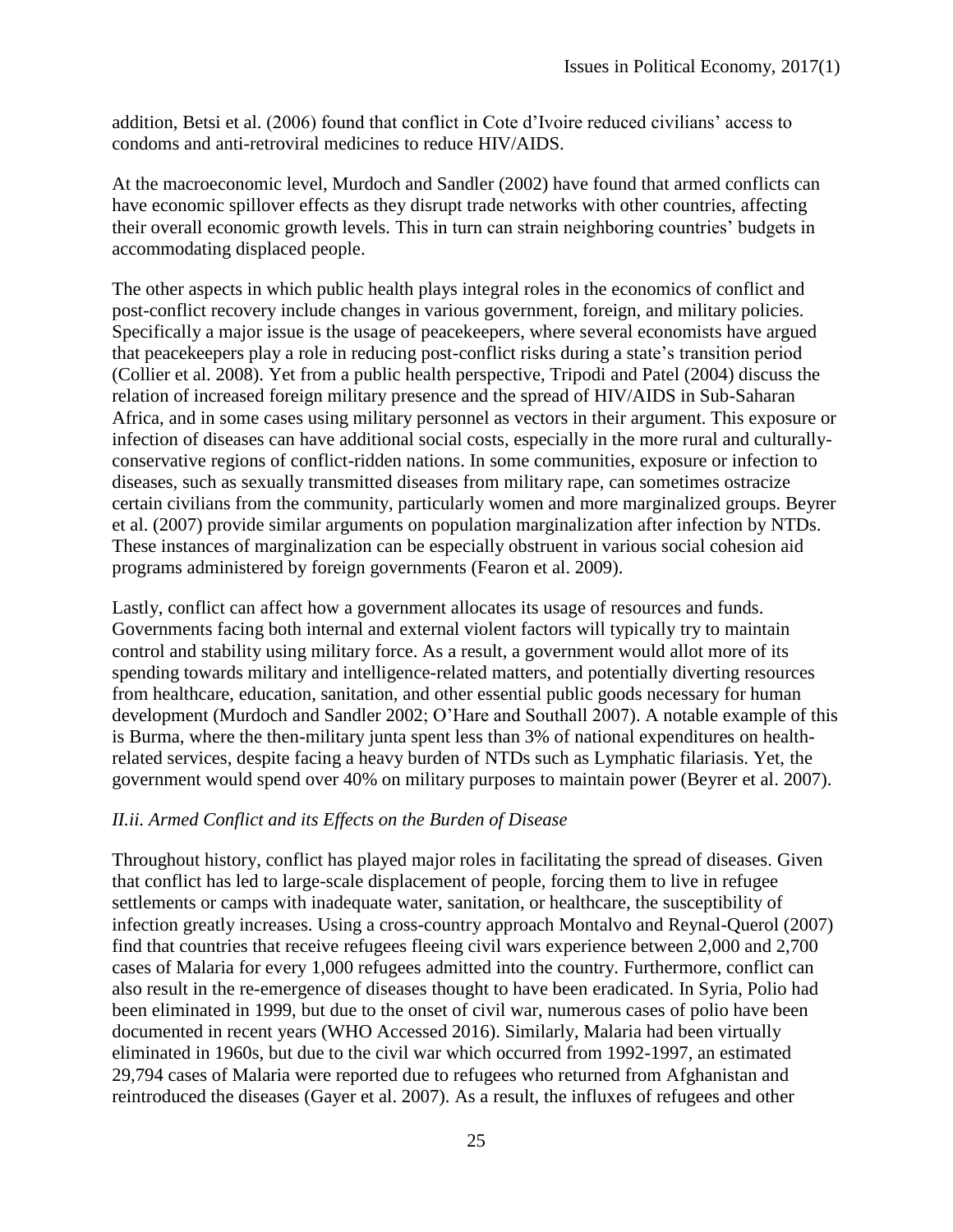addition, Betsi et al. (2006) found that conflict in Cote d'Ivoire reduced civilians' access to condoms and anti-retroviral medicines to reduce HIV/AIDS.

At the macroeconomic level, Murdoch and Sandler (2002) have found that armed conflicts can have economic spillover effects as they disrupt trade networks with other countries, affecting their overall economic growth levels. This in turn can strain neighboring countries' budgets in accommodating displaced people.

The other aspects in which public health plays integral roles in the economics of conflict and post-conflict recovery include changes in various government, foreign, and military policies. Specifically a major issue is the usage of peacekeepers, where several economists have argued that peacekeepers play a role in reducing post-conflict risks during a state's transition period (Collier et al. 2008). Yet from a public health perspective, Tripodi and Patel (2004) discuss the relation of increased foreign military presence and the spread of HIV/AIDS in Sub-Saharan Africa, and in some cases using military personnel as vectors in their argument. This exposure or infection of diseases can have additional social costs, especially in the more rural and culturally-conservative regions of conflict-ridden nations. In some communities, exposure or infection to diseases, such as sexually transmitted diseases from military rape, can sometimes ostracize certain civilians from the community, particularly women and more marginalized groups. Beyrer et al. (2007) provide similar arguments on population marginalization after infection by NTDs. These instances of marginalization can be especially obstruent in various social cohesion aid programs administered by foreign governments (Fearon et al. 2009).

Lastly, conflict can affect how a government allocates its usage of resources and funds. Governments facing both internal and external violent factors will typically try to maintain control and stability using military force. As a result, a government would allot more of its spending towards military and intelligence-related matters, and potentially diverting resources from healthcare, education, sanitation, and other essential public goods necessary for human development (Murdoch and Sandler 2002; O'Hare and Southall 2007). A notable example of this is Burma, where the then-military junta spent less than 3% of national expenditures on health-related services, despite facing a heavy burden of NTDs such as Lymphatic filariasis. Yet, the government would spend over 40% on military purposes to maintain power (Beyrer et al. 2007).

### *II.ii. Armed Conflict and its Effects on the Burden of Disease*

Throughout history, conflict has played major roles in facilitating the spread of diseases. Given that conflict has led to large-scale displacement of people, forcing them to live in refugee settlements or camps with inadequate water, sanitation, or healthcare, the susceptibility of infection greatly increases. Using a cross-country approach Montalvo and Reynal-Querol (2007) find that countries that receive refugees fleeing civil wars experience between 2,000 and 2,700 cases of Malaria for every 1,000 refugees admitted into the country. Furthermore, conflict can also result in the re-emergence of diseases thought to have been eradicated. In Syria, Polio had been eliminated in 1999, but due to the onset of civil war, numerous cases of polio have been documented in recent years (WHO Accessed 2016). Similarly, Malaria had been virtually eliminated in 1960s, but due to the civil war which occurred from 1992-1997, an estimated 29,794 cases of Malaria were reported due to refugees who returned from Afghanistan and reintroduced the diseases (Gayer et al. 2007). As a result, the influxes of refugees and other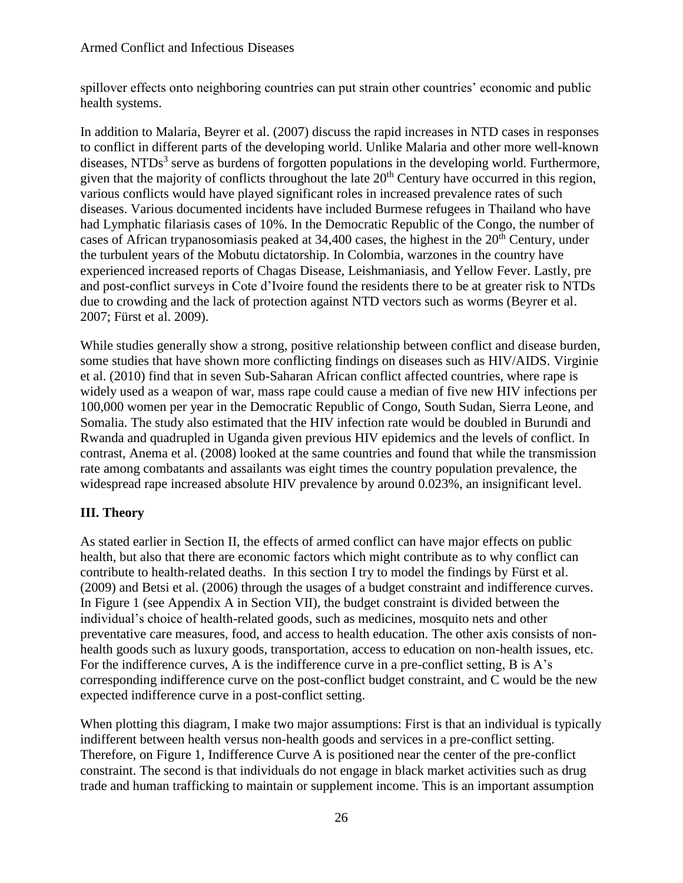spillover effects onto neighboring countries can put strain other countries' economic and public health systems.

In addition to Malaria, Beyrer et al. (2007) discuss the rapid increases in NTD cases in responses to conflict in different parts of the developing world. Unlike Malaria and other more well-known diseases, NTDs[3] serve as burdens of forgotten populations in the developing world. Furthermore, given that the majority of conflicts throughout the late 20th Century have occurred in this region, various conflicts would have played significant roles in increased prevalence rates of such diseases. Various documented incidents have included Burmese refugees in Thailand who have had Lymphatic filariasis cases of 10%. In the Democratic Republic of the Congo, the number of cases of African trypanosomiasis peaked at 34,400 cases, the highest in the 20th Century, under the turbulent years of the Mobutu dictatorship. In Colombia, warzones in the country have experienced increased reports of Chagas Disease, Leishmaniasis, and Yellow Fever. Lastly, pre and post-conflict surveys in Cote d'Ivoire found the residents there to be at greater risk to NTDs due to crowding and the lack of protection against NTD vectors such as worms (Beyrer et al. 2007; Fürst et al. 2009).

While studies generally show a strong, positive relationship between conflict and disease burden, some studies that have shown more conflicting findings on diseases such as HIV/AIDS. Virginie et al. (2010) find that in seven Sub-Saharan African conflict affected countries, where rape is widely used as a weapon of war, mass rape could cause a median of five new HIV infections per 100,000 women per year in the Democratic Republic of Congo, South Sudan, Sierra Leone, and Somalia. The study also estimated that the HIV infection rate would be doubled in Burundi and Rwanda and quadrupled in Uganda given previous HIV epidemics and the levels of conflict. In contrast, Anema et al. (2008) looked at the same countries and found that while the transmission rate among combatants and assailants was eight times the country population prevalence, the widespread rape increased absolute HIV prevalence by around 0.023%, an insignificant level.

## III. Theory

As stated earlier in Section II, the effects of armed conflict can have major effects on public health, but also that there are economic factors which might contribute as to why conflict can contribute to health-related deaths. In this section I try to model the findings by Fürst et al. (2009) and Betsi et al. (2006) through the usages of a budget constraint and indifference curves. In Figure 1 (see Appendix A in Section VII), the budget constraint is divided between the individual's choice of health-related goods, such as medicines, mosquito nets and other preventative care measures, food, and access to health education. The other axis consists of non-health goods such as luxury goods, transportation, access to education on non-health issues, etc. For the indifference curves, A is the indifference curve in a pre-conflict setting, B is A's corresponding indifference curve on the post-conflict budget constraint, and C would be the new expected indifference curve in a post-conflict setting.

When plotting this diagram, I make two major assumptions: First is that an individual is typically indifferent between health versus non-health goods and services in a pre-conflict setting. Therefore, on Figure 1, Indifference Curve A is positioned near the center of the pre-conflict constraint. The second is that individuals do not engage in black market activities such as drug trade and human trafficking to maintain or supplement income. This is an important assumption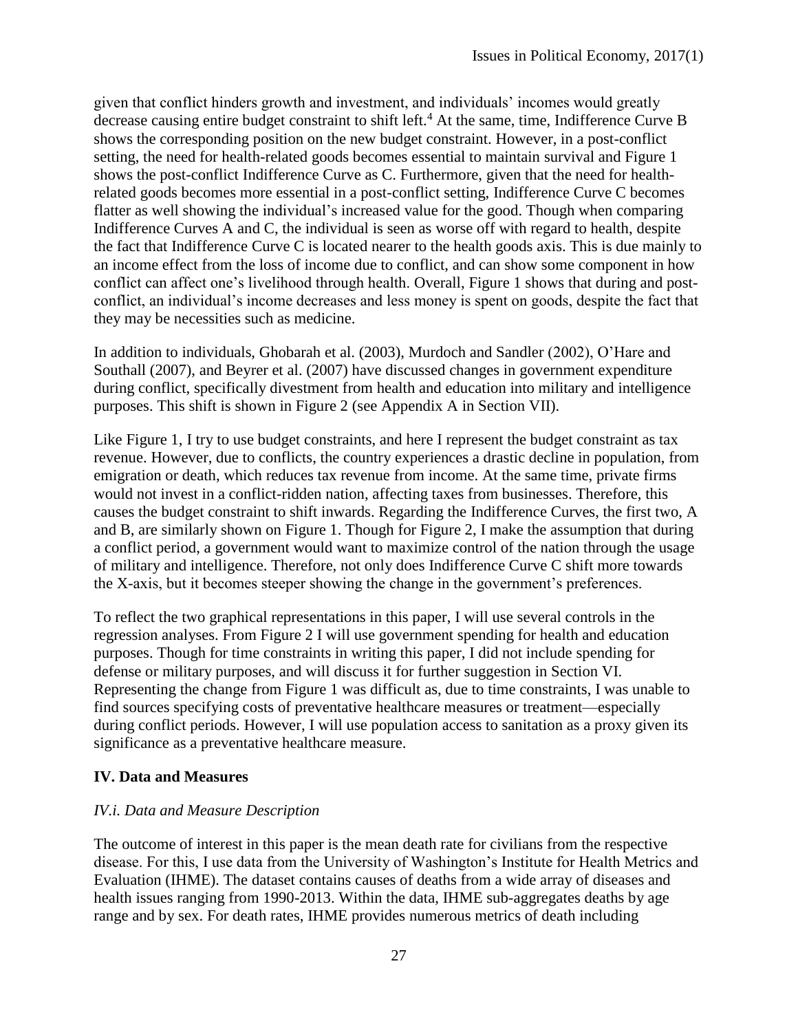given that conflict hinders growth and investment, and individuals' incomes would greatly decrease causing entire budget constraint to shift left.[4] At the same, time, Indifference Curve B shows the corresponding position on the new budget constraint. However, in a post-conflict setting, the need for health-related goods becomes essential to maintain survival and Figure 1 shows the post-conflict Indifference Curve as C. Furthermore, given that the need for health-related goods becomes more essential in a post-conflict setting, Indifference Curve C becomes flatter as well showing the individual's increased value for the good. Though when comparing Indifference Curves A and C, the individual is seen as worse off with regard to health, despite the fact that Indifference Curve C is located nearer to the health goods axis. This is due mainly to an income effect from the loss of income due to conflict, and can show some component in how conflict can affect one's livelihood through health. Overall, Figure 1 shows that during and post-conflict, an individual's income decreases and less money is spent on goods, despite the fact that they may be necessities such as medicine.

In addition to individuals, Ghobarah et al. (2003), Murdoch and Sandler (2002), O'Hare and Southall (2007), and Beyrer et al. (2007) have discussed changes in government expenditure during conflict, specifically divestment from health and education into military and intelligence purposes. This shift is shown in Figure 2 (see Appendix A in Section VII).

Like Figure 1, I try to use budget constraints, and here I represent the budget constraint as tax revenue. However, due to conflicts, the country experiences a drastic decline in population, from emigration or death, which reduces tax revenue from income. At the same time, private firms would not invest in a conflict-ridden nation, affecting taxes from businesses. Therefore, this causes the budget constraint to shift inwards. Regarding the Indifference Curves, the first two, A and B, are similarly shown on Figure 1. Though for Figure 2, I make the assumption that during a conflict period, a government would want to maximize control of the nation through the usage of military and intelligence. Therefore, not only does Indifference Curve C shift more towards the X-axis, but it becomes steeper showing the change in the government's preferences.

To reflect the two graphical representations in this paper, I will use several controls in the regression analyses. From Figure 2 I will use government spending for health and education purposes. Though for time constraints in writing this paper, I did not include spending for defense or military purposes, and will discuss it for further suggestion in Section VI. Representing the change from Figure 1 was difficult as, due to time constraints, I was unable to find sources specifying costs of preventative healthcare measures or treatment—especially during conflict periods. However, I will use population access to sanitation as a proxy given its significance as a preventative healthcare measure.

## IV. Data and Measures

### *IV.i. Data and Measure Description*

The outcome of interest in this paper is the mean death rate for civilians from the respective disease. For this, I use data from the University of Washington's Institute for Health Metrics and Evaluation (IHME). The dataset contains causes of deaths from a wide array of diseases and health issues ranging from 1990-2013. Within the data, IHME sub-aggregates deaths by age range and by sex. For death rates, IHME provides numerous metrics of death including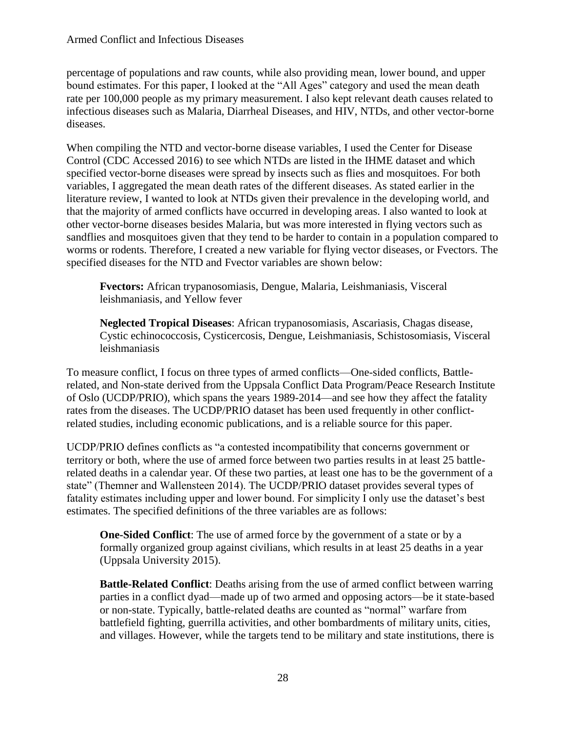percentage of populations and raw counts, while also providing mean, lower bound, and upper bound estimates. For this paper, I looked at the "All Ages" category and used the mean death rate per 100,000 people as my primary measurement. I also kept relevant death causes related to infectious diseases such as Malaria, Diarrheal Diseases, and HIV, NTDs, and other vector-borne diseases.

When compiling the NTD and vector-borne disease variables, I used the Center for Disease Control (CDC Accessed 2016) to see which NTDs are listed in the IHME dataset and which specified vector-borne diseases were spread by insects such as flies and mosquitoes. For both variables, I aggregated the mean death rates of the different diseases. As stated earlier in the literature review, I wanted to look at NTDs given their prevalence in the developing world, and that the majority of armed conflicts have occurred in developing areas. I also wanted to look at other vector-borne diseases besides Malaria, but was more interested in flying vectors such as sandflies and mosquitoes given that they tend to be harder to contain in a population compared to worms or rodents. Therefore, I created a new variable for flying vector diseases, or Fvectors. The specified diseases for the NTD and Fvector variables are shown below:

> **Fvectors:** African trypanosomiasis, Dengue, Malaria, Leishmaniasis, Visceral leishmaniasis, and Yellow fever
>
> **Neglected Tropical Diseases**: African trypanosomiasis, Ascariasis, Chagas disease, Cystic echinococcosis, Cysticercosis, Dengue, Leishmaniasis, Schistosomiasis, Visceral leishmaniasis

To measure conflict, I focus on three types of armed conflicts—One-sided conflicts, Battle-related, and Non-state derived from the Uppsala Conflict Data Program/Peace Research Institute of Oslo (UCDP/PRIO), which spans the years 1989-2014—and see how they affect the fatality rates from the diseases. The UCDP/PRIO dataset has been used frequently in other conflict-related studies, including economic publications, and is a reliable source for this paper.

UCDP/PRIO defines conflicts as "a contested incompatibility that concerns government or territory or both, where the use of armed force between two parties results in at least 25 battle-related deaths in a calendar year. Of these two parties, at least one has to be the government of a state" (Themner and Wallensteen 2014). The UCDP/PRIO dataset provides several types of fatality estimates including upper and lower bound. For simplicity I only use the dataset's best estimates. The specified definitions of the three variables are as follows:

> **One-Sided Conflict**: The use of armed force by the government of a state or by a formally organized group against civilians, which results in at least 25 deaths in a year (Uppsala University 2015).
>
> **Battle-Related Conflict**: Deaths arising from the use of armed conflict between warring parties in a conflict dyad—made up of two armed and opposing actors—be it state-based or non-state. Typically, battle-related deaths are counted as "normal" warfare from battlefield fighting, guerrilla activities, and other bombardments of military units, cities, and villages. However, while the targets tend to be military and state institutions, there is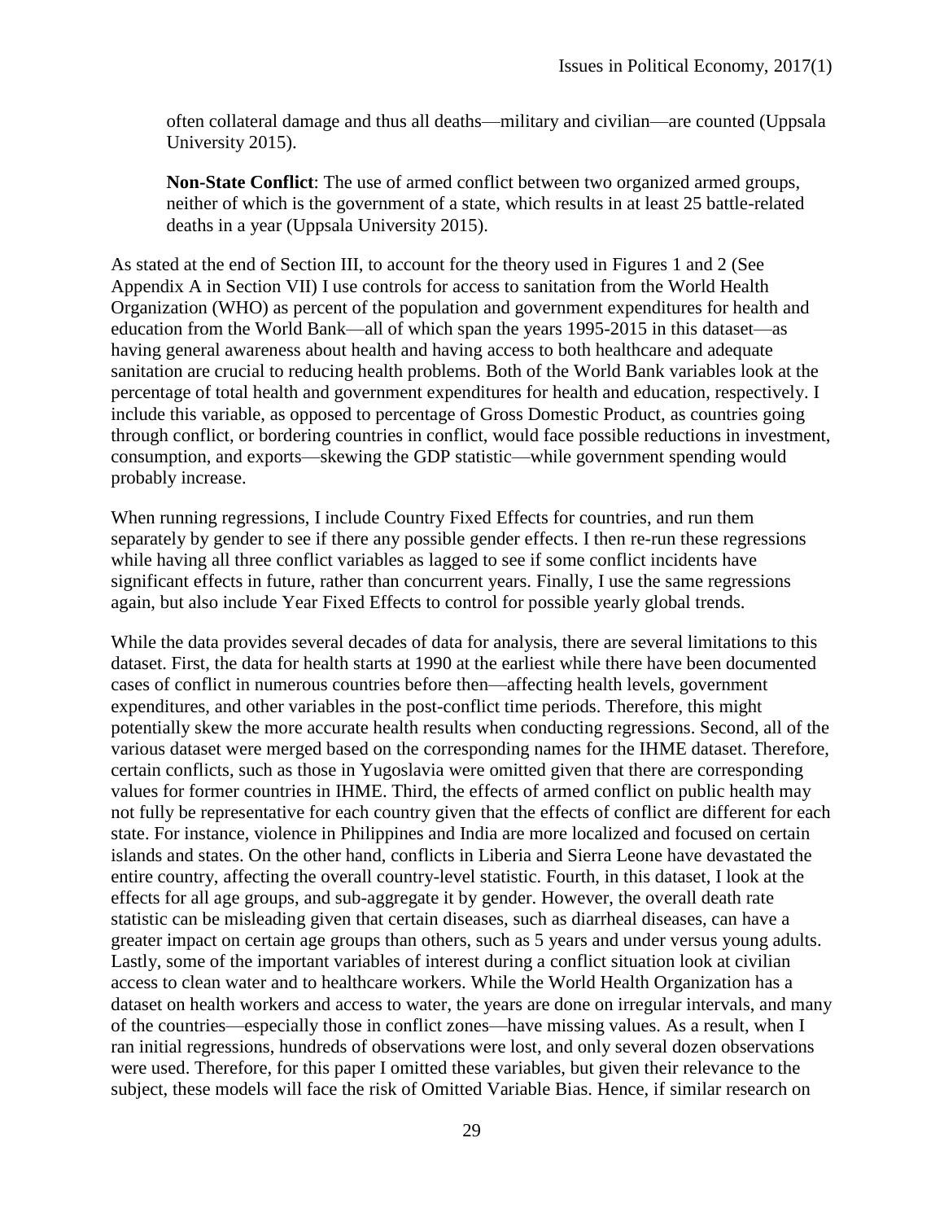often collateral damage and thus all deaths—military and civilian—are counted (Uppsala University 2015).

> **Non-State Conflict**: The use of armed conflict between two organized armed groups, neither of which is the government of a state, which results in at least 25 battle-related deaths in a year (Uppsala University 2015).

As stated at the end of Section III, to account for the theory used in Figures 1 and 2 (See Appendix A in Section VII) I use controls for access to sanitation from the World Health Organization (WHO) as percent of the population and government expenditures for health and education from the World Bank—all of which span the years 1995-2015 in this dataset—as having general awareness about health and having access to both healthcare and adequate sanitation are crucial to reducing health problems. Both of the World Bank variables look at the percentage of total health and government expenditures for health and education, respectively. I include this variable, as opposed to percentage of Gross Domestic Product, as countries going through conflict, or bordering countries in conflict, would face possible reductions in investment, consumption, and exports—skewing the GDP statistic—while government spending would probably increase.

When running regressions, I include Country Fixed Effects for countries, and run them separately by gender to see if there any possible gender effects. I then re-run these regressions while having all three conflict variables as lagged to see if some conflict incidents have significant effects in future, rather than concurrent years. Finally, I use the same regressions again, but also include Year Fixed Effects to control for possible yearly global trends.

While the data provides several decades of data for analysis, there are several limitations to this dataset. First, the data for health starts at 1990 at the earliest while there have been documented cases of conflict in numerous countries before then—affecting health levels, government expenditures, and other variables in the post-conflict time periods. Therefore, this might potentially skew the more accurate health results when conducting regressions. Second, all of the various dataset were merged based on the corresponding names for the IHME dataset. Therefore, certain conflicts, such as those in Yugoslavia were omitted given that there are corresponding values for former countries in IHME. Third, the effects of armed conflict on public health may not fully be representative for each country given that the effects of conflict are different for each state. For instance, violence in Philippines and India are more localized and focused on certain islands and states. On the other hand, conflicts in Liberia and Sierra Leone have devastated the entire country, affecting the overall country-level statistic. Fourth, in this dataset, I look at the effects for all age groups, and sub-aggregate it by gender. However, the overall death rate statistic can be misleading given that certain diseases, such as diarrheal diseases, can have a greater impact on certain age groups than others, such as 5 years and under versus young adults. Lastly, some of the important variables of interest during a conflict situation look at civilian access to clean water and to healthcare workers. While the World Health Organization has a dataset on health workers and access to water, the years are done on irregular intervals, and many of the countries—especially those in conflict zones—have missing values. As a result, when I ran initial regressions, hundreds of observations were lost, and only several dozen observations were used. Therefore, for this paper I omitted these variables, but given their relevance to the subject, these models will face the risk of Omitted Variable Bias. Hence, if similar research on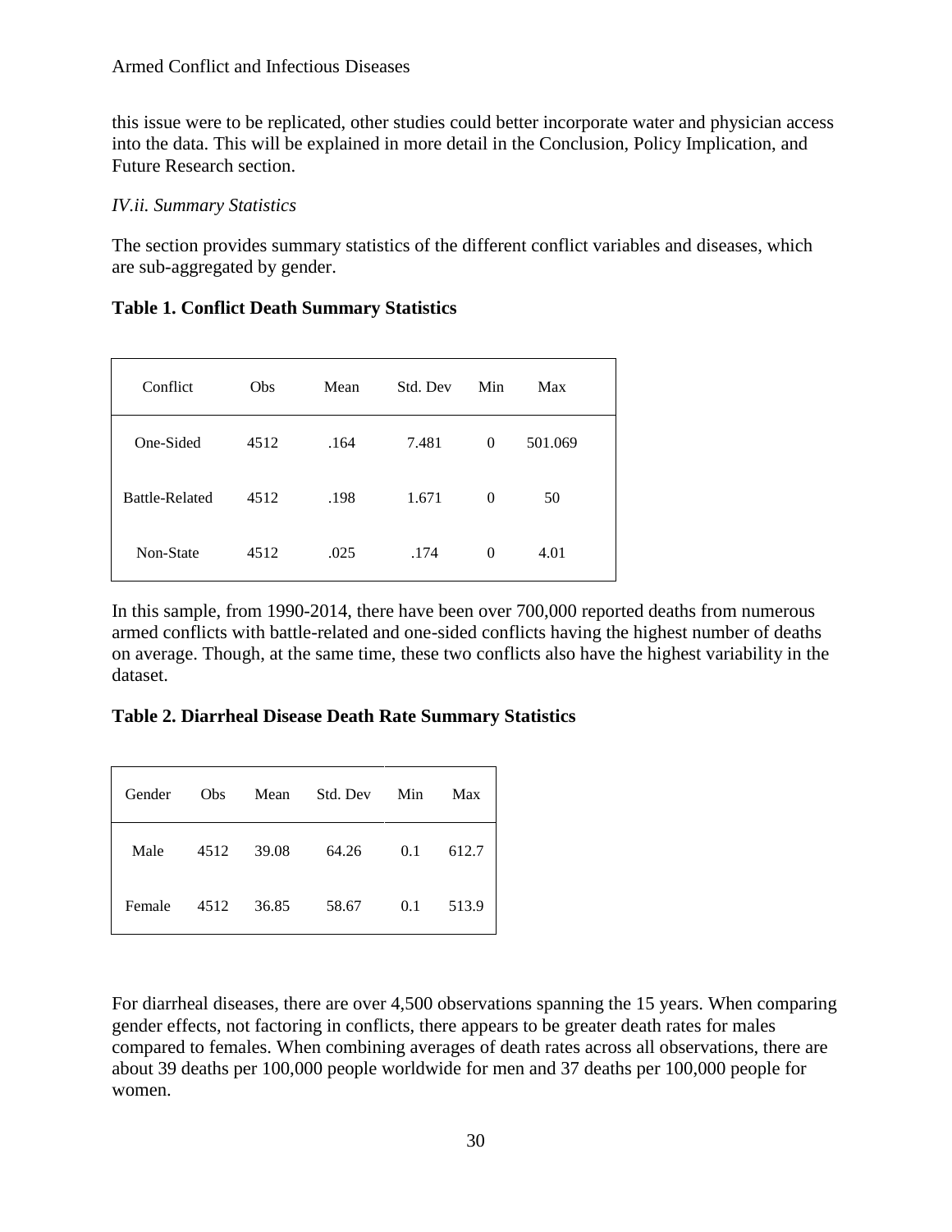this issue were to be replicated, other studies could better incorporate water and physician access into the data. This will be explained in more detail in the Conclusion, Policy Implication, and Future Research section.

### *IV.ii. Summary Statistics*

The section provides summary statistics of the different conflict variables and diseases, which are sub-aggregated by gender.

**Table 1. Conflict Death Summary Statistics**

| Conflict | Obs | Mean | Std. Dev | Min | Max |
| --- | --- | --- | --- | --- | --- |
| One-Sided | 4512 | .164 | 7.481 | 0 | 501.069 |
| Battle-Related | 4512 | .198 | 1.671 | 0 | 50 |
| Non-State | 4512 | .025 | .174 | 0 | 4.01 |

In this sample, from 1990-2014, there have been over 700,000 reported deaths from numerous armed conflicts with battle-related and one-sided conflicts having the highest number of deaths on average. Though, at the same time, these two conflicts also have the highest variability in the dataset.

**Table 2. Diarrheal Disease Death Rate Summary Statistics**

| Gender | Obs | Mean | Std. Dev | Min | Max |
| --- | --- | --- | --- | --- | --- |
| Male | 4512 | 39.08 | 64.26 | 0.1 | 612.7 |
| Female | 4512 | 36.85 | 58.67 | 0.1 | 513.9 |

For diarrheal diseases, there are over 4,500 observations spanning the 15 years. When comparing gender effects, not factoring in conflicts, there appears to be greater death rates for males compared to females. When combining averages of death rates across all observations, there are about 39 deaths per 100,000 people worldwide for men and 37 deaths per 100,000 people for women.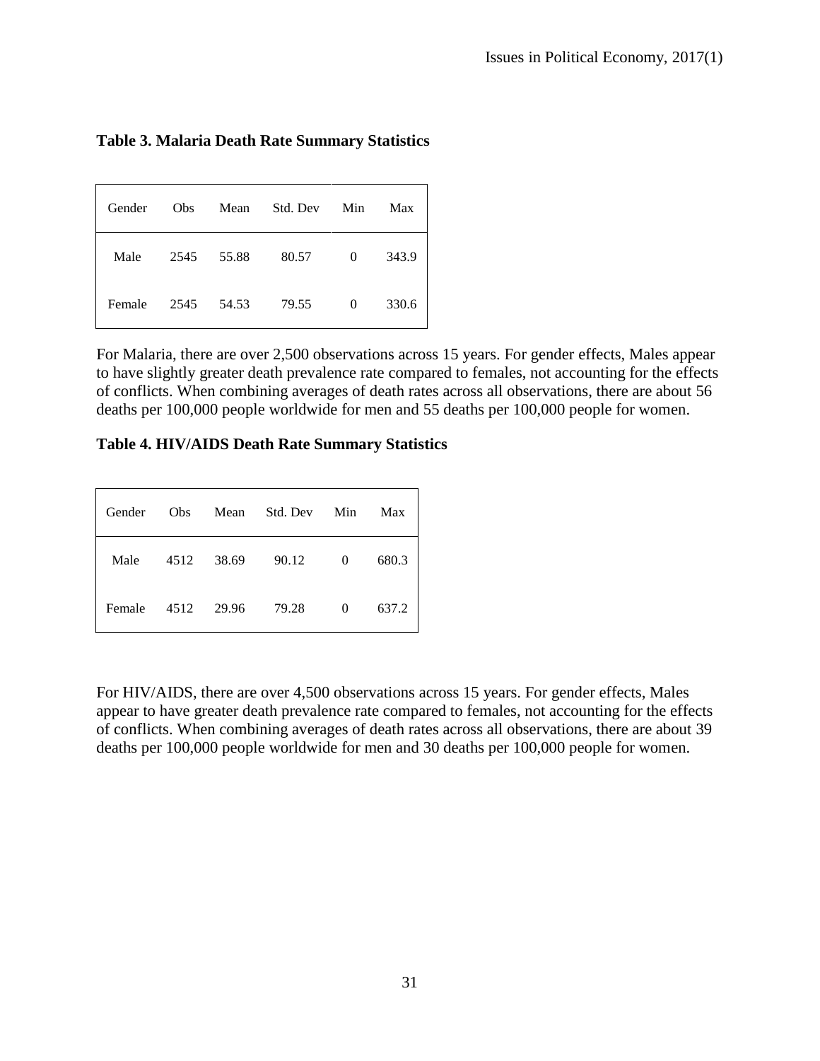**Table 3. Malaria Death Rate Summary Statistics**

| Gender | Obs | Mean | Std. Dev | Min | Max |
| --- | --- | --- | --- | --- | --- |
| Male | 2545 | 55.88 | 80.57 | 0 | 343.9 |
| Female | 2545 | 54.53 | 79.55 | 0 | 330.6 |

For Malaria, there are over 2,500 observations across 15 years. For gender effects, Males appear to have slightly greater death prevalence rate compared to females, not accounting for the effects of conflicts. When combining averages of death rates across all observations, there are about 56 deaths per 100,000 people worldwide for men and 55 deaths per 100,000 people for women.

**Table 4. HIV/AIDS Death Rate Summary Statistics**

| Gender | Obs | Mean | Std. Dev | Min | Max |
| --- | --- | --- | --- | --- | --- |
| Male | 4512 | 38.69 | 90.12 | 0 | 680.3 |
| Female | 4512 | 29.96 | 79.28 | 0 | 637.2 |

For HIV/AIDS, there are over 4,500 observations across 15 years. For gender effects, Males appear to have greater death prevalence rate compared to females, not accounting for the effects of conflicts. When combining averages of death rates across all observations, there are about 39 deaths per 100,000 people worldwide for men and 30 deaths per 100,000 people for women.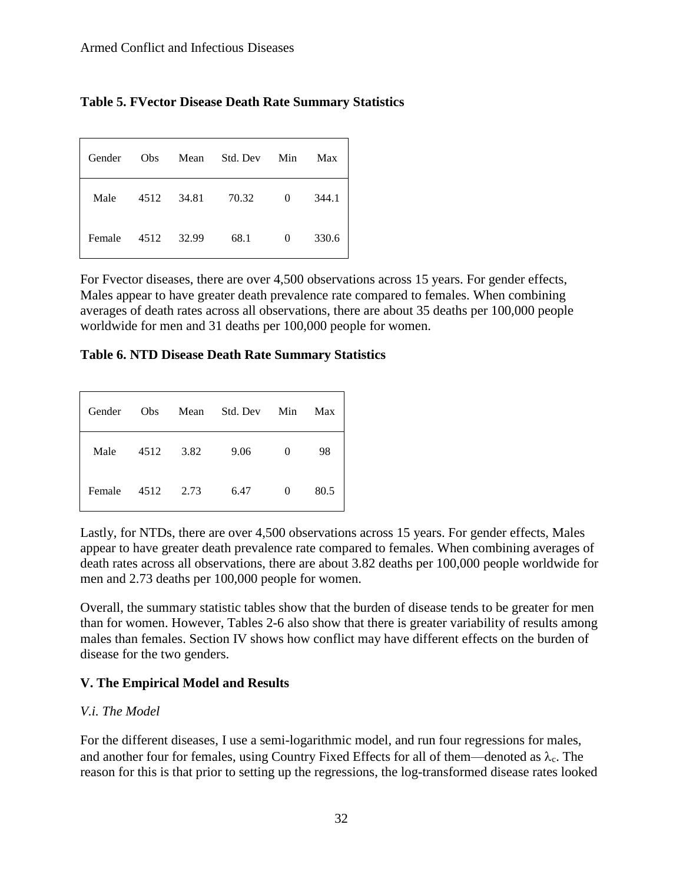**Table 5. FVector Disease Death Rate Summary Statistics**

| Gender | Obs | Mean | Std. Dev | Min | Max |
|---|---|---|---|---|---|
| Male | 4512 | 34.81 | 70.32 | 0 | 344.1 |
| Female | 4512 | 32.99 | 68.1 | 0 | 330.6 |

For Fvector diseases, there are over 4,500 observations across 15 years. For gender effects, Males appear to have greater death prevalence rate compared to females. When combining averages of death rates across all observations, there are about 35 deaths per 100,000 people worldwide for men and 31 deaths per 100,000 people for women.

**Table 6. NTD Disease Death Rate Summary Statistics**

| Gender | Obs | Mean | Std. Dev | Min | Max |
|---|---|---|---|---|---|
| Male | 4512 | 3.82 | 9.06 | 0 | 98 |
| Female | 4512 | 2.73 | 6.47 | 0 | 80.5 |

Lastly, for NTDs, there are over 4,500 observations across 15 years. For gender effects, Males appear to have greater death prevalence rate compared to females. When combining averages of death rates across all observations, there are about 3.82 deaths per 100,000 people worldwide for men and 2.73 deaths per 100,000 people for women.

Overall, the summary statistic tables show that the burden of disease tends to be greater for men than for women. However, Tables 2-6 also show that there is greater variability of results among males than females. Section IV shows how conflict may have different effects on the burden of disease for the two genders.

## V. The Empirical Model and Results

### *V.i. The Model*

For the different diseases, I use a semi-logarithmic model, and run four regressions for males, and another four for females, using Country Fixed Effects for all of them—denoted as $\lambda_c$. The reason for this is that prior to setting up the regressions, the log-transformed disease rates looked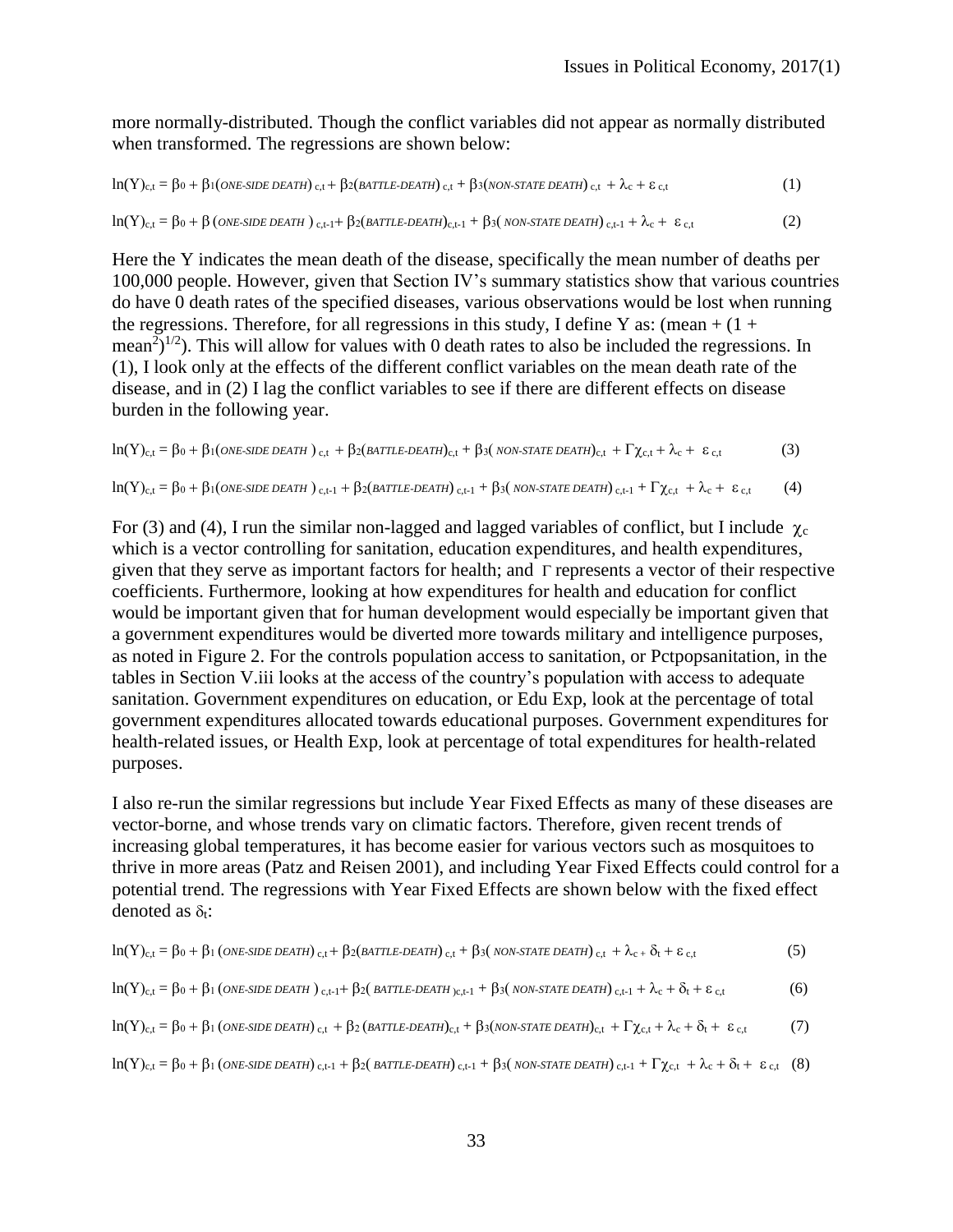more normally-distributed. Though the conflict variables did not appear as normally distributed when transformed. The regressions are shown below:

$$\ln(Y)_{c,t} = \beta_0 + \beta_1(\textit{ONE-SIDE DEATH})_{c,t} + \beta_2(\textit{BATTLE-DEATH})_{c,t} + \beta_3(\textit{NON-STATE DEATH})_{c,t} + \lambda_c + \varepsilon_{c,t} \quad (1)$$

$$\ln(Y)_{c,t} = \beta_0 + \beta\,(\textit{ONE-SIDE DEATH})_{c,t-1} + \beta_2(\textit{BATTLE-DEATH})_{c,t-1} + \beta_3(\textit{NON-STATE DEATH})_{c,t-1} + \lambda_c + \varepsilon_{c,t} \quad (2)$$

Here the Y indicates the mean death of the disease, specifically the mean number of deaths per 100,000 people. However, given that Section IV's summary statistics show that various countries do have 0 death rates of the specified diseases, various observations would be lost when running the regressions. Therefore, for all regressions in this study, I define Y as: (mean + $(1 + \text{mean}^2)^{1/2}$). This will allow for values with 0 death rates to also be included the regressions. In (1), I look only at the effects of the different conflict variables on the mean death rate of the disease, and in (2) I lag the conflict variables to see if there are different effects on disease burden in the following year.

$$\ln(Y)_{c,t} = \beta_0 + \beta_1(\textit{ONE-SIDE DEATH})_{c,t} + \beta_2(\textit{BATTLE-DEATH})_{c,t} + \beta_3(\textit{NON-STATE DEATH})_{c,t} + \Gamma\chi_{c,t} + \lambda_c + \varepsilon_{c,t} \quad (3)$$

$$\ln(Y)_{c,t} = \beta_0 + \beta_1(\textit{ONE-SIDE DEATH})_{c,t-1} + \beta_2(\textit{BATTLE-DEATH})_{c,t-1} + \beta_3(\textit{NON-STATE DEATH})_{c,t-1} + \Gamma\chi_{c,t} + \lambda_c + \varepsilon_{c,t} \quad (4)$$

For (3) and (4), I run the similar non-lagged and lagged variables of conflict, but I include $\chi_c$ which is a vector controlling for sanitation, education expenditures, and health expenditures, given that they serve as important factors for health; and $\Gamma$ represents a vector of their respective coefficients. Furthermore, looking at how expenditures for health and education for conflict would be important given that for human development would especially be important given that a government expenditures would be diverted more towards military and intelligence purposes, as noted in Figure 2. For the controls population access to sanitation, or Pctpopsanitation, in the tables in Section V.iii looks at the access of the country's population with access to adequate sanitation. Government expenditures on education, or Edu Exp, look at the percentage of total government expenditures allocated towards educational purposes. Government expenditures for health-related issues, or Health Exp, look at percentage of total expenditures for health-related purposes.

I also re-run the similar regressions but include Year Fixed Effects as many of these diseases are vector-borne, and whose trends vary on climatic factors. Therefore, given recent trends of increasing global temperatures, it has become easier for various vectors such as mosquitoes to thrive in more areas (Patz and Reisen 2001), and including Year Fixed Effects could control for a potential trend. The regressions with Year Fixed Effects are shown below with the fixed effect denoted as $\delta_t$:

$$\ln(Y)_{c,t} = \beta_0 + \beta_1(\textit{ONE-SIDE DEATH})_{c,t} + \beta_2(\textit{BATTLE-DEATH})_{c,t} + \beta_3(\textit{NON-STATE DEATH})_{c,t} + \lambda_c + \delta_t + \varepsilon_{c,t} \quad (5)$$

$$\ln(Y)_{c,t} = \beta_0 + \beta_1(\textit{ONE-SIDE DEATH})_{c,t-1} + \beta_2(\textit{BATTLE-DEATH})_{c,t-1} + \beta_3(\textit{NON-STATE DEATH})_{c,t-1} + \lambda_c + \delta_t + \varepsilon_{c,t} \quad (6)$$

$$\ln(Y)_{c,t} = \beta_0 + \beta_1(\textit{ONE-SIDE DEATH})_{c,t} + \beta_2(\textit{BATTLE-DEATH})_{c,t} + \beta_3(\textit{NON-STATE DEATH})_{c,t} + \Gamma\chi_{c,t} + \lambda_c + \delta_t + \varepsilon_{c,t} \quad (7)$$

$$\ln(Y)_{c,t} = \beta_0 + \beta_1(\textit{ONE-SIDE DEATH})_{c,t-1} + \beta_2(\textit{BATTLE-DEATH})_{c,t-1} + \beta_3(\textit{NON-STATE DEATH})_{c,t-1} + \Gamma\chi_{c,t} + \lambda_c + \delta_t + \varepsilon_{c,t} \quad (8)$$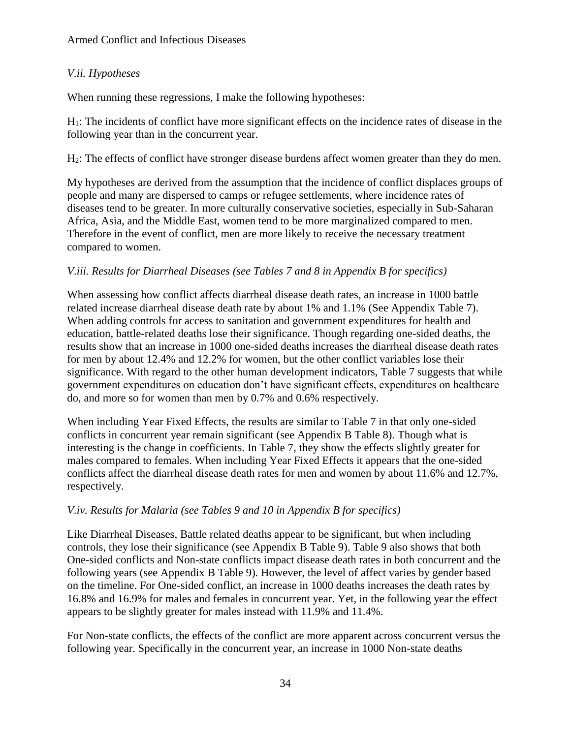*V.ii. Hypotheses*

When running these regressions, I make the following hypotheses:

$H_1$: The incidents of conflict have more significant effects on the incidence rates of disease in the following year than in the concurrent year.

$H_2$: The effects of conflict have stronger disease burdens affect women greater than they do men.

My hypotheses are derived from the assumption that the incidence of conflict displaces groups of people and many are dispersed to camps or refugee settlements, where incidence rates of diseases tend to be greater. In more culturally conservative societies, especially in Sub-Saharan Africa, Asia, and the Middle East, women tend to be more marginalized compared to men. Therefore in the event of conflict, men are more likely to receive the necessary treatment compared to women.

*V.iii. Results for Diarrheal Diseases (see Tables 7 and 8 in Appendix B for specifics)*

When assessing how conflict affects diarrheal disease death rates, an increase in 1000 battle related increase diarrheal disease death rate by about 1% and 1.1% (See Appendix Table 7). When adding controls for access to sanitation and government expenditures for health and education, battle-related deaths lose their significance. Though regarding one-sided deaths, the results show that an increase in 1000 one-sided deaths increases the diarrheal disease death rates for men by about 12.4% and 12.2% for women, but the other conflict variables lose their significance. With regard to the other human development indicators, Table 7 suggests that while government expenditures on education don't have significant effects, expenditures on healthcare do, and more so for women than men by 0.7% and 0.6% respectively.

When including Year Fixed Effects, the results are similar to Table 7 in that only one-sided conflicts in concurrent year remain significant (see Appendix B Table 8). Though what is interesting is the change in coefficients. In Table 7, they show the effects slightly greater for males compared to females. When including Year Fixed Effects it appears that the one-sided conflicts affect the diarrheal disease death rates for men and women by about 11.6% and 12.7%, respectively.

*V.iv. Results for Malaria (see Tables 9 and 10 in Appendix B for specifics)*

Like Diarrheal Diseases, Battle related deaths appear to be significant, but when including controls, they lose their significance (see Appendix B Table 9). Table 9 also shows that both One-sided conflicts and Non-state conflicts impact disease death rates in both concurrent and the following years (see Appendix B Table 9). However, the level of affect varies by gender based on the timeline. For One-sided conflict, an increase in 1000 deaths increases the death rates by 16.8% and 16.9% for males and females in concurrent year. Yet, in the following year the effect appears to be slightly greater for males instead with 11.9% and 11.4%.

For Non-state conflicts, the effects of the conflict are more apparent across concurrent versus the following year. Specifically in the concurrent year, an increase in 1000 Non-state deaths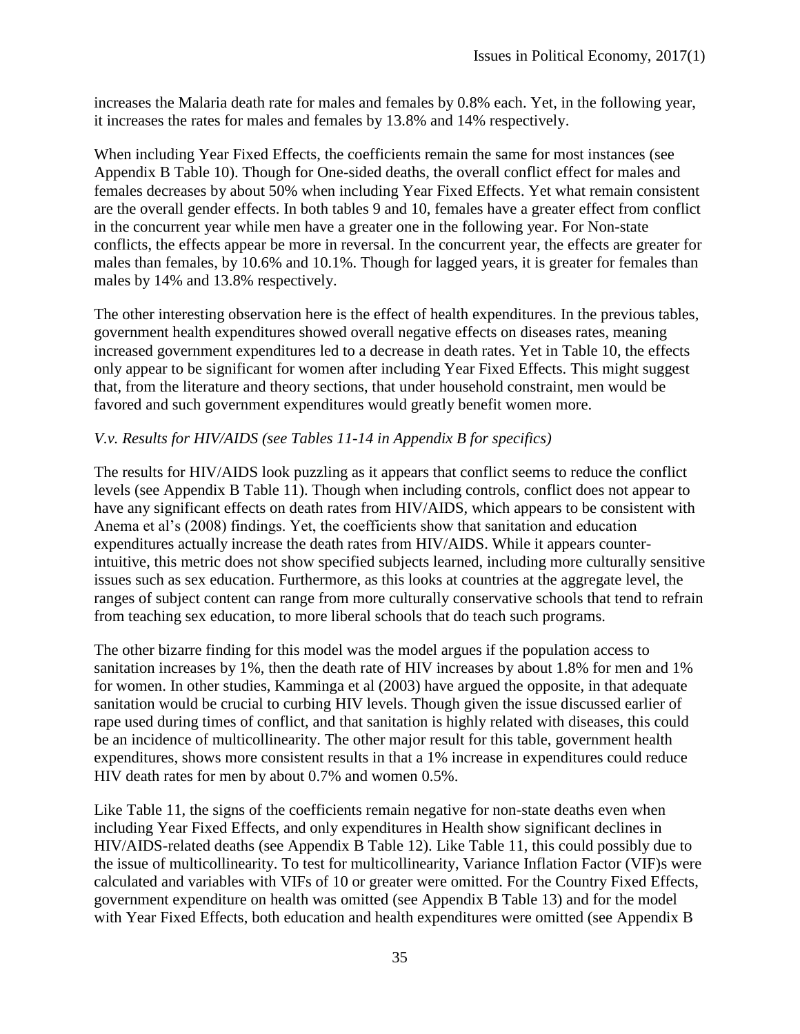increases the Malaria death rate for males and females by 0.8% each. Yet, in the following year, it increases the rates for males and females by 13.8% and 14% respectively.

When including Year Fixed Effects, the coefficients remain the same for most instances (see Appendix B Table 10). Though for One-sided deaths, the overall conflict effect for males and females decreases by about 50% when including Year Fixed Effects. Yet what remain consistent are the overall gender effects. In both tables 9 and 10, females have a greater effect from conflict in the concurrent year while men have a greater one in the following year. For Non-state conflicts, the effects appear be more in reversal. In the concurrent year, the effects are greater for males than females, by 10.6% and 10.1%. Though for lagged years, it is greater for females than males by 14% and 13.8% respectively.

The other interesting observation here is the effect of health expenditures. In the previous tables, government health expenditures showed overall negative effects on diseases rates, meaning increased government expenditures led to a decrease in death rates. Yet in Table 10, the effects only appear to be significant for women after including Year Fixed Effects. This might suggest that, from the literature and theory sections, that under household constraint, men would be favored and such government expenditures would greatly benefit women more.

*V.v. Results for HIV/AIDS (see Tables 11-14 in Appendix B for specifics)*

The results for HIV/AIDS look puzzling as it appears that conflict seems to reduce the conflict levels (see Appendix B Table 11). Though when including controls, conflict does not appear to have any significant effects on death rates from HIV/AIDS, which appears to be consistent with Anema et al's (2008) findings. Yet, the coefficients show that sanitation and education expenditures actually increase the death rates from HIV/AIDS. While it appears counter-intuitive, this metric does not show specified subjects learned, including more culturally sensitive issues such as sex education. Furthermore, as this looks at countries at the aggregate level, the ranges of subject content can range from more culturally conservative schools that tend to refrain from teaching sex education, to more liberal schools that do teach such programs.

The other bizarre finding for this model was the model argues if the population access to sanitation increases by 1%, then the death rate of HIV increases by about 1.8% for men and 1% for women. In other studies, Kamminga et al (2003) have argued the opposite, in that adequate sanitation would be crucial to curbing HIV levels. Though given the issue discussed earlier of rape used during times of conflict, and that sanitation is highly related with diseases, this could be an incidence of multicollinearity. The other major result for this table, government health expenditures, shows more consistent results in that a 1% increase in expenditures could reduce HIV death rates for men by about 0.7% and women 0.5%.

Like Table 11, the signs of the coefficients remain negative for non-state deaths even when including Year Fixed Effects, and only expenditures in Health show significant declines in HIV/AIDS-related deaths (see Appendix B Table 12). Like Table 11, this could possibly due to the issue of multicollinearity. To test for multicollinearity, Variance Inflation Factor (VIF)s were calculated and variables with VIFs of 10 or greater were omitted. For the Country Fixed Effects, government expenditure on health was omitted (see Appendix B Table 13) and for the model with Year Fixed Effects, both education and health expenditures were omitted (see Appendix B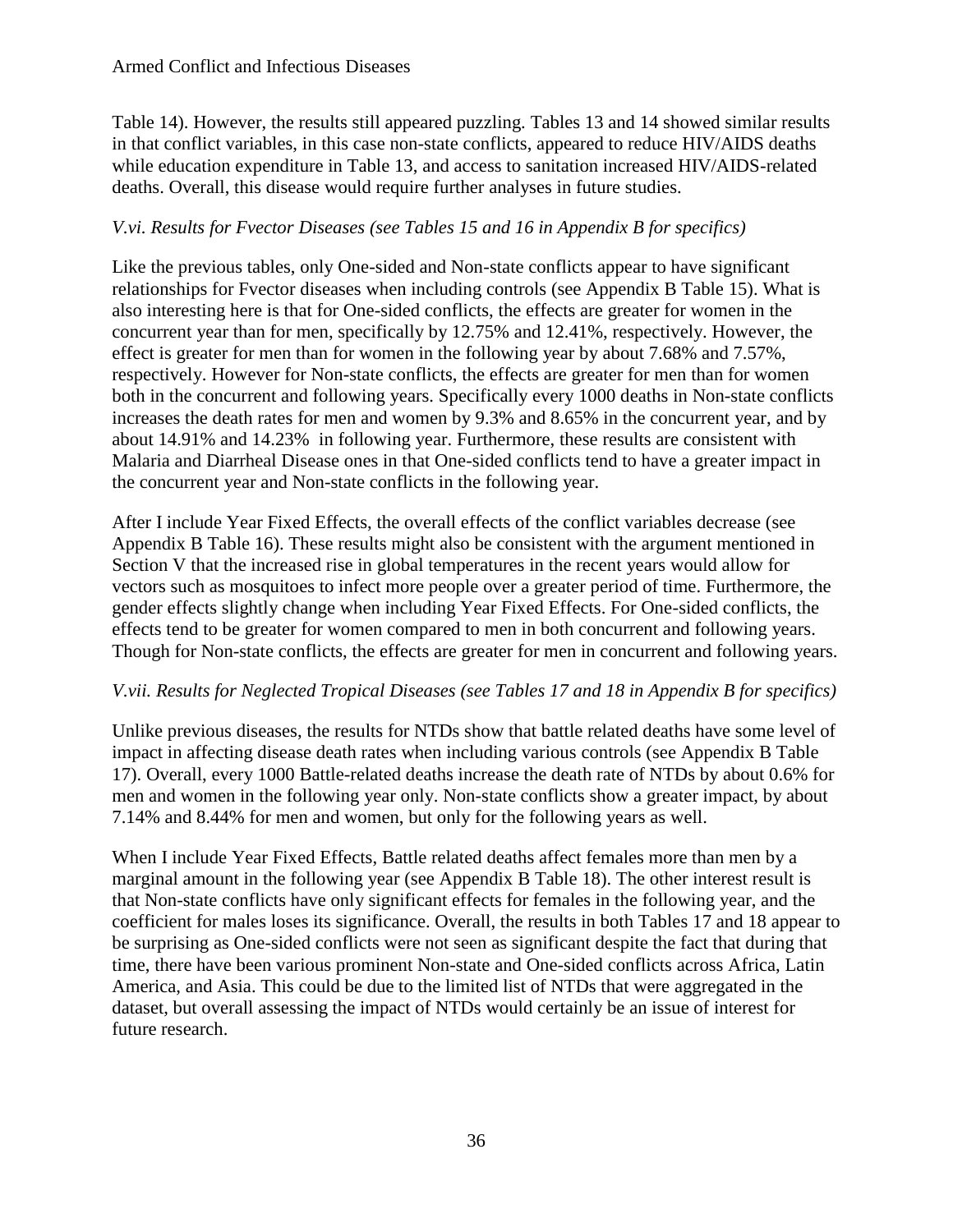Table 14). However, the results still appeared puzzling. Tables 13 and 14 showed similar results in that conflict variables, in this case non-state conflicts, appeared to reduce HIV/AIDS deaths while education expenditure in Table 13, and access to sanitation increased HIV/AIDS-related deaths. Overall, this disease would require further analyses in future studies.

### *V.vi. Results for Fvector Diseases (see Tables 15 and 16 in Appendix B for specifics)*

Like the previous tables, only One-sided and Non-state conflicts appear to have significant relationships for Fvector diseases when including controls (see Appendix B Table 15). What is also interesting here is that for One-sided conflicts, the effects are greater for women in the concurrent year than for men, specifically by 12.75% and 12.41%, respectively. However, the effect is greater for men than for women in the following year by about 7.68% and 7.57%, respectively. However for Non-state conflicts, the effects are greater for men than for women both in the concurrent and following years. Specifically every 1000 deaths in Non-state conflicts increases the death rates for men and women by 9.3% and 8.65% in the concurrent year, and by about 14.91% and 14.23% in following year. Furthermore, these results are consistent with Malaria and Diarrheal Disease ones in that One-sided conflicts tend to have a greater impact in the concurrent year and Non-state conflicts in the following year.

After I include Year Fixed Effects, the overall effects of the conflict variables decrease (see Appendix B Table 16). These results might also be consistent with the argument mentioned in Section V that the increased rise in global temperatures in the recent years would allow for vectors such as mosquitoes to infect more people over a greater period of time. Furthermore, the gender effects slightly change when including Year Fixed Effects. For One-sided conflicts, the effects tend to be greater for women compared to men in both concurrent and following years. Though for Non-state conflicts, the effects are greater for men in concurrent and following years.

### *V.vii. Results for Neglected Tropical Diseases (see Tables 17 and 18 in Appendix B for specifics)*

Unlike previous diseases, the results for NTDs show that battle related deaths have some level of impact in affecting disease death rates when including various controls (see Appendix B Table 17). Overall, every 1000 Battle-related deaths increase the death rate of NTDs by about 0.6% for men and women in the following year only. Non-state conflicts show a greater impact, by about 7.14% and 8.44% for men and women, but only for the following years as well.

When I include Year Fixed Effects, Battle related deaths affect females more than men by a marginal amount in the following year (see Appendix B Table 18). The other interest result is that Non-state conflicts have only significant effects for females in the following year, and the coefficient for males loses its significance. Overall, the results in both Tables 17 and 18 appear to be surprising as One-sided conflicts were not seen as significant despite the fact that during that time, there have been various prominent Non-state and One-sided conflicts across Africa, Latin America, and Asia. This could be due to the limited list of NTDs that were aggregated in the dataset, but overall assessing the impact of NTDs would certainly be an issue of interest for future research.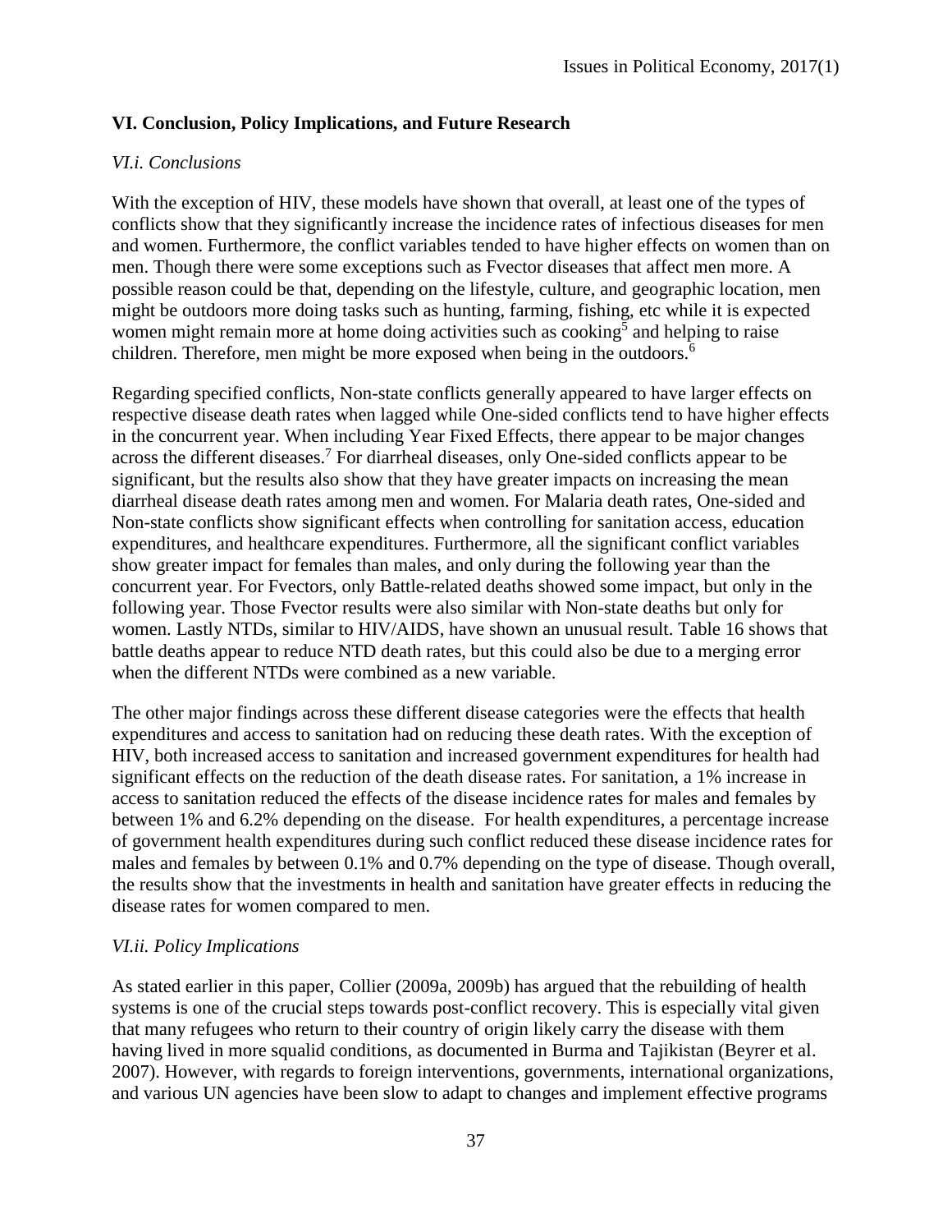### VI. Conclusion, Policy Implications, and Future Research

*VI.i. Conclusions*

With the exception of HIV, these models have shown that overall, at least one of the types of conflicts show that they significantly increase the incidence rates of infectious diseases for men and women. Furthermore, the conflict variables tended to have higher effects on women than on men. Though there were some exceptions such as Fvector diseases that affect men more. A possible reason could be that, depending on the lifestyle, culture, and geographic location, men might be outdoors more doing tasks such as hunting, farming, fishing, etc while it is expected women might remain more at home doing activities such as cooking[5] and helping to raise children. Therefore, men might be more exposed when being in the outdoors.[6]

Regarding specified conflicts, Non-state conflicts generally appeared to have larger effects on respective disease death rates when lagged while One-sided conflicts tend to have higher effects in the concurrent year. When including Year Fixed Effects, there appear to be major changes across the different diseases.[7] For diarrheal diseases, only One-sided conflicts appear to be significant, but the results also show that they have greater impacts on increasing the mean diarrheal disease death rates among men and women. For Malaria death rates, One-sided and Non-state conflicts show significant effects when controlling for sanitation access, education expenditures, and healthcare expenditures. Furthermore, all the significant conflict variables show greater impact for females than males, and only during the following year than the concurrent year. For Fvectors, only Battle-related deaths showed some impact, but only in the following year. Those Fvector results were also similar with Non-state deaths but only for women. Lastly NTDs, similar to HIV/AIDS, have shown an unusual result. Table 16 shows that battle deaths appear to reduce NTD death rates, but this could also be due to a merging error when the different NTDs were combined as a new variable.

The other major findings across these different disease categories were the effects that health expenditures and access to sanitation had on reducing these death rates. With the exception of HIV, both increased access to sanitation and increased government expenditures for health had significant effects on the reduction of the death disease rates. For sanitation, a 1% increase in access to sanitation reduced the effects of the disease incidence rates for males and females by between 1% and 6.2% depending on the disease. For health expenditures, a percentage increase of government health expenditures during such conflict reduced these disease incidence rates for males and females by between 0.1% and 0.7% depending on the type of disease. Though overall, the results show that the investments in health and sanitation have greater effects in reducing the disease rates for women compared to men.

*VI.ii. Policy Implications*

As stated earlier in this paper, Collier (2009a, 2009b) has argued that the rebuilding of health systems is one of the crucial steps towards post-conflict recovery. This is especially vital given that many refugees who return to their country of origin likely carry the disease with them having lived in more squalid conditions, as documented in Burma and Tajikistan (Beyrer et al. 2007). However, with regards to foreign interventions, governments, international organizations, and various UN agencies have been slow to adapt to changes and implement effective programs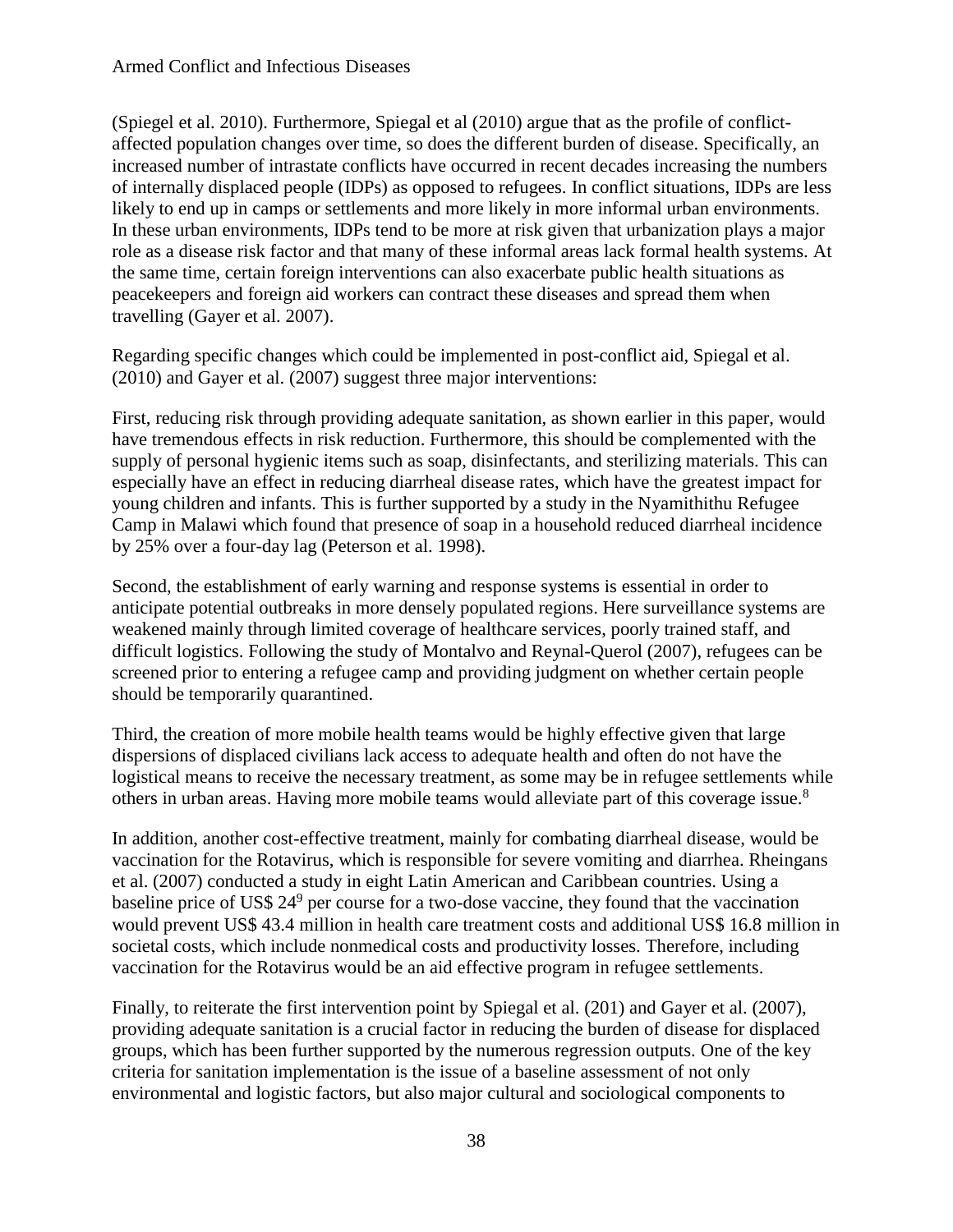(Spiegel et al. 2010). Furthermore, Spiegal et al (2010) argue that as the profile of conflict-affected population changes over time, so does the different burden of disease. Specifically, an increased number of intrastate conflicts have occurred in recent decades increasing the numbers of internally displaced people (IDPs) as opposed to refugees. In conflict situations, IDPs are less likely to end up in camps or settlements and more likely in more informal urban environments. In these urban environments, IDPs tend to be more at risk given that urbanization plays a major role as a disease risk factor and that many of these informal areas lack formal health systems. At the same time, certain foreign interventions can also exacerbate public health situations as peacekeepers and foreign aid workers can contract these diseases and spread them when travelling (Gayer et al. 2007).

Regarding specific changes which could be implemented in post-conflict aid, Spiegal et al. (2010) and Gayer et al. (2007) suggest three major interventions:

First, reducing risk through providing adequate sanitation, as shown earlier in this paper, would have tremendous effects in risk reduction. Furthermore, this should be complemented with the supply of personal hygienic items such as soap, disinfectants, and sterilizing materials. This can especially have an effect in reducing diarrheal disease rates, which have the greatest impact for young children and infants. This is further supported by a study in the Nyamithithu Refugee Camp in Malawi which found that presence of soap in a household reduced diarrheal incidence by 25% over a four-day lag (Peterson et al. 1998).

Second, the establishment of early warning and response systems is essential in order to anticipate potential outbreaks in more densely populated regions. Here surveillance systems are weakened mainly through limited coverage of healthcare services, poorly trained staff, and difficult logistics. Following the study of Montalvo and Reynal-Querol (2007), refugees can be screened prior to entering a refugee camp and providing judgment on whether certain people should be temporarily quarantined.

Third, the creation of more mobile health teams would be highly effective given that large dispersions of displaced civilians lack access to adequate health and often do not have the logistical means to receive the necessary treatment, as some may be in refugee settlements while others in urban areas. Having more mobile teams would alleviate part of this coverage issue.[8]

In addition, another cost-effective treatment, mainly for combating diarrheal disease, would be vaccination for the Rotavirus, which is responsible for severe vomiting and diarrhea. Rheingans et al. (2007) conducted a study in eight Latin American and Caribbean countries. Using a baseline price of US$ 24[9] per course for a two-dose vaccine, they found that the vaccination would prevent US$ 43.4 million in health care treatment costs and additional US$ 16.8 million in societal costs, which include nonmedical costs and productivity losses. Therefore, including vaccination for the Rotavirus would be an aid effective program in refugee settlements.

Finally, to reiterate the first intervention point by Spiegal et al. (201) and Gayer et al. (2007), providing adequate sanitation is a crucial factor in reducing the burden of disease for displaced groups, which has been further supported by the numerous regression outputs. One of the key criteria for sanitation implementation is the issue of a baseline assessment of not only environmental and logistic factors, but also major cultural and sociological components to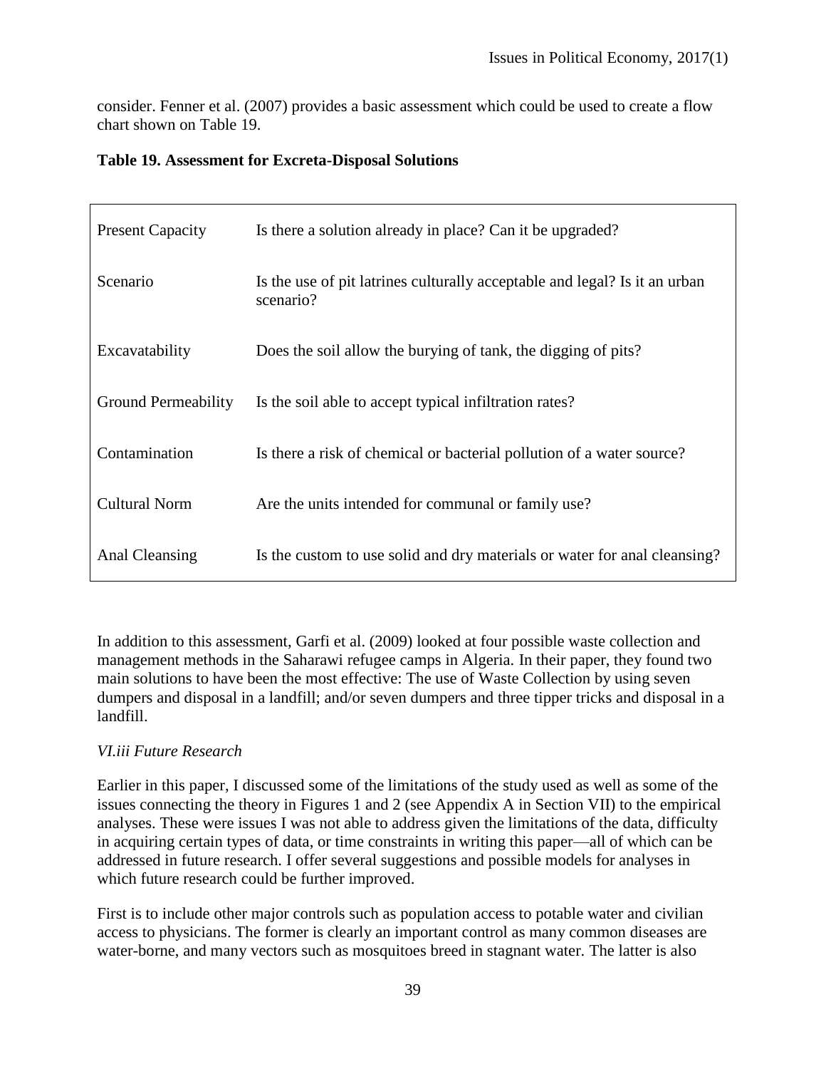consider. Fenner et al. (2007) provides a basic assessment which could be used to create a flow chart shown on Table 19.

**Table 19. Assessment for Excreta-Disposal Solutions**

| | |
|---|---|
| Present Capacity | Is there a solution already in place? Can it be upgraded? |
| Scenario | Is the use of pit latrines culturally acceptable and legal? Is it an urban scenario? |
| Excavatability | Does the soil allow the burying of tank, the digging of pits? |
| Ground Permeability | Is the soil able to accept typical infiltration rates? |
| Contamination | Is there a risk of chemical or bacterial pollution of a water source? |
| Cultural Norm | Are the units intended for communal or family use? |
| Anal Cleansing | Is the custom to use solid and dry materials or water for anal cleansing? |

In addition to this assessment, Garfi et al. (2009) looked at four possible waste collection and management methods in the Saharawi refugee camps in Algeria. In their paper, they found two main solutions to have been the most effective: The use of Waste Collection by using seven dumpers and disposal in a landfill; and/or seven dumpers and three tipper tricks and disposal in a landfill.

*VI.iii Future Research*

Earlier in this paper, I discussed some of the limitations of the study used as well as some of the issues connecting the theory in Figures 1 and 2 (see Appendix A in Section VII) to the empirical analyses. These were issues I was not able to address given the limitations of the data, difficulty in acquiring certain types of data, or time constraints in writing this paper—all of which can be addressed in future research. I offer several suggestions and possible models for analyses in which future research could be further improved.

First is to include other major controls such as population access to potable water and civilian access to physicians. The former is clearly an important control as many common diseases are water-borne, and many vectors such as mosquitoes breed in stagnant water. The latter is also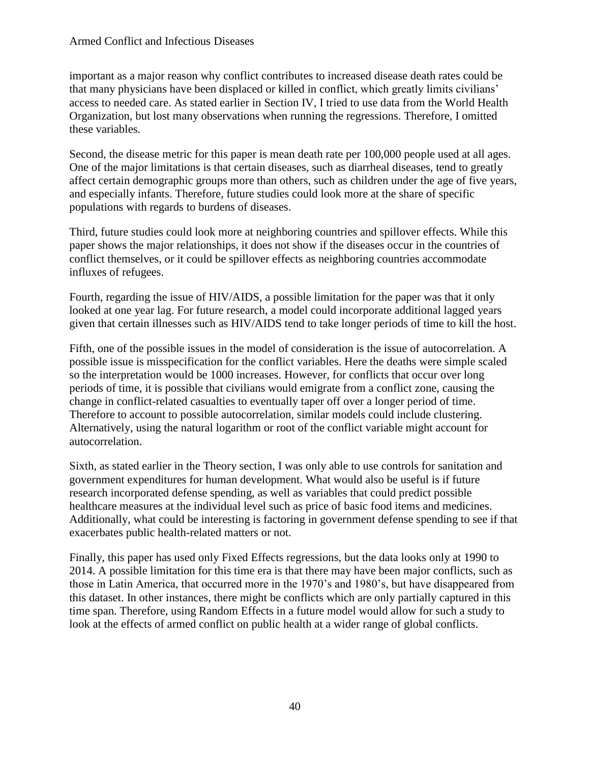important as a major reason why conflict contributes to increased disease death rates could be that many physicians have been displaced or killed in conflict, which greatly limits civilians' access to needed care. As stated earlier in Section IV, I tried to use data from the World Health Organization, but lost many observations when running the regressions. Therefore, I omitted these variables.

Second, the disease metric for this paper is mean death rate per 100,000 people used at all ages. One of the major limitations is that certain diseases, such as diarrheal diseases, tend to greatly affect certain demographic groups more than others, such as children under the age of five years, and especially infants. Therefore, future studies could look more at the share of specific populations with regards to burdens of diseases.

Third, future studies could look more at neighboring countries and spillover effects. While this paper shows the major relationships, it does not show if the diseases occur in the countries of conflict themselves, or it could be spillover effects as neighboring countries accommodate influxes of refugees.

Fourth, regarding the issue of HIV/AIDS, a possible limitation for the paper was that it only looked at one year lag. For future research, a model could incorporate additional lagged years given that certain illnesses such as HIV/AIDS tend to take longer periods of time to kill the host.

Fifth, one of the possible issues in the model of consideration is the issue of autocorrelation. A possible issue is misspecification for the conflict variables. Here the deaths were simple scaled so the interpretation would be 1000 increases. However, for conflicts that occur over long periods of time, it is possible that civilians would emigrate from a conflict zone, causing the change in conflict-related casualties to eventually taper off over a longer period of time. Therefore to account to possible autocorrelation, similar models could include clustering. Alternatively, using the natural logarithm or root of the conflict variable might account for autocorrelation.

Sixth, as stated earlier in the Theory section, I was only able to use controls for sanitation and government expenditures for human development. What would also be useful is if future research incorporated defense spending, as well as variables that could predict possible healthcare measures at the individual level such as price of basic food items and medicines. Additionally, what could be interesting is factoring in government defense spending to see if that exacerbates public health-related matters or not.

Finally, this paper has used only Fixed Effects regressions, but the data looks only at 1990 to 2014. A possible limitation for this time era is that there may have been major conflicts, such as those in Latin America, that occurred more in the 1970's and 1980's, but have disappeared from this dataset. In other instances, there might be conflicts which are only partially captured in this time span. Therefore, using Random Effects in a future model would allow for such a study to look at the effects of armed conflict on public health at a wider range of global conflicts.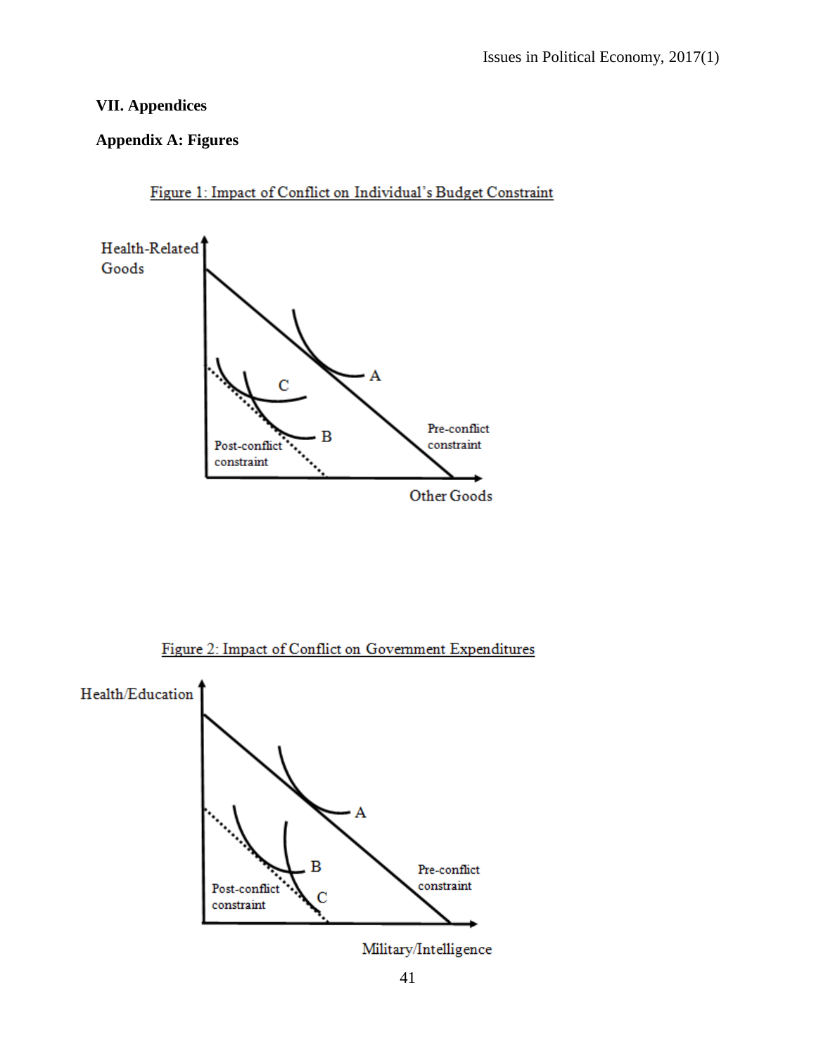## VII. Appendices

### Appendix A: Figures

Figure 1: Impact of Conflict on Individual's Budget Constraint

Figure 2: Impact of Conflict on Government Expenditures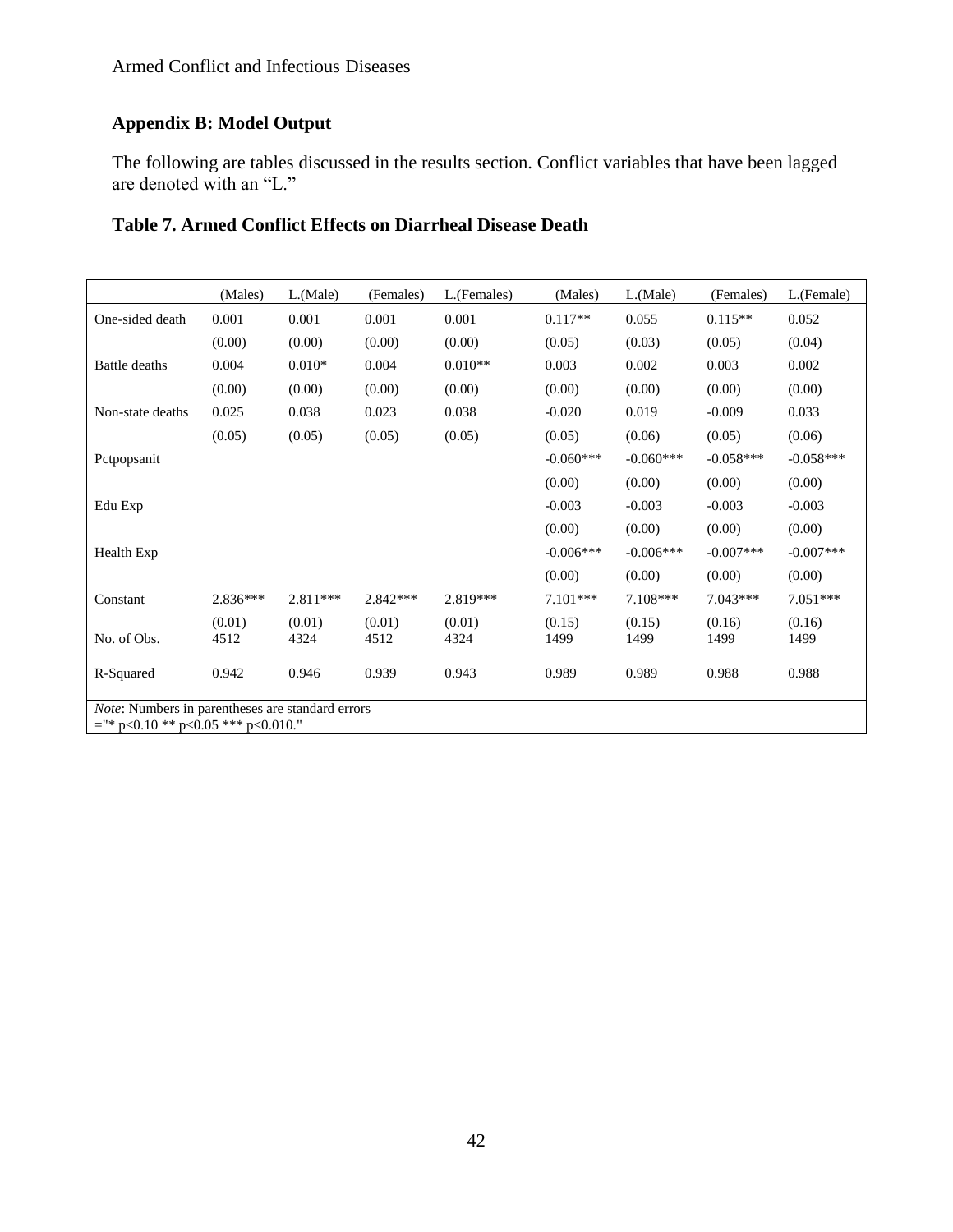## Appendix B: Model Output

The following are tables discussed in the results section. Conflict variables that have been lagged are denoted with an "L."

### Table 7. Armed Conflict Effects on Diarrheal Disease Death

| | (Males) | L.(Male) | (Females) | L.(Females) | (Males) | L.(Male) | (Females) | L.(Female) |
|---|---|---|---|---|---|---|---|---|
| One-sided death | 0.001 | 0.001 | 0.001 | 0.001 | 0.117** | 0.055 | 0.115** | 0.052 |
| | (0.00) | (0.00) | (0.00) | (0.00) | (0.05) | (0.03) | (0.05) | (0.04) |
| Battle deaths | 0.004 | 0.010* | 0.004 | 0.010** | 0.003 | 0.002 | 0.003 | 0.002 |
| | (0.00) | (0.00) | (0.00) | (0.00) | (0.00) | (0.00) | (0.00) | (0.00) |
| Non-state deaths | 0.025 | 0.038 | 0.023 | 0.038 | -0.020 | 0.019 | -0.009 | 0.033 |
| | (0.05) | (0.05) | (0.05) | (0.05) | (0.05) | (0.06) | (0.05) | (0.06) |
| Pctpopsanit | | | | | -0.060*** | -0.060*** | -0.058*** | -0.058*** |
| | | | | | (0.00) | (0.00) | (0.00) | (0.00) |
| Edu Exp | | | | | -0.003 | -0.003 | -0.003 | -0.003 |
| | | | | | (0.00) | (0.00) | (0.00) | (0.00) |
| Health Exp | | | | | -0.006*** | -0.006*** | -0.007*** | -0.007*** |
| | | | | | (0.00) | (0.00) | (0.00) | (0.00) |
| Constant | 2.836*** | 2.811*** | 2.842*** | 2.819*** | 7.101*** | 7.108*** | 7.043*** | 7.051*** |
| | (0.01) | (0.01) | (0.01) | (0.01) | (0.15) | (0.15) | (0.16) | (0.16) |
| No. of Obs. | 4512 | 4324 | 4512 | 4324 | 1499 | 1499 | 1499 | 1499 |
| R-Squared | 0.942 | 0.946 | 0.939 | 0.943 | 0.989 | 0.989 | 0.988 | 0.988 |

*Note*: Numbers in parentheses are standard errors
="* p<0.10 ** p<0.05 *** p<0.010."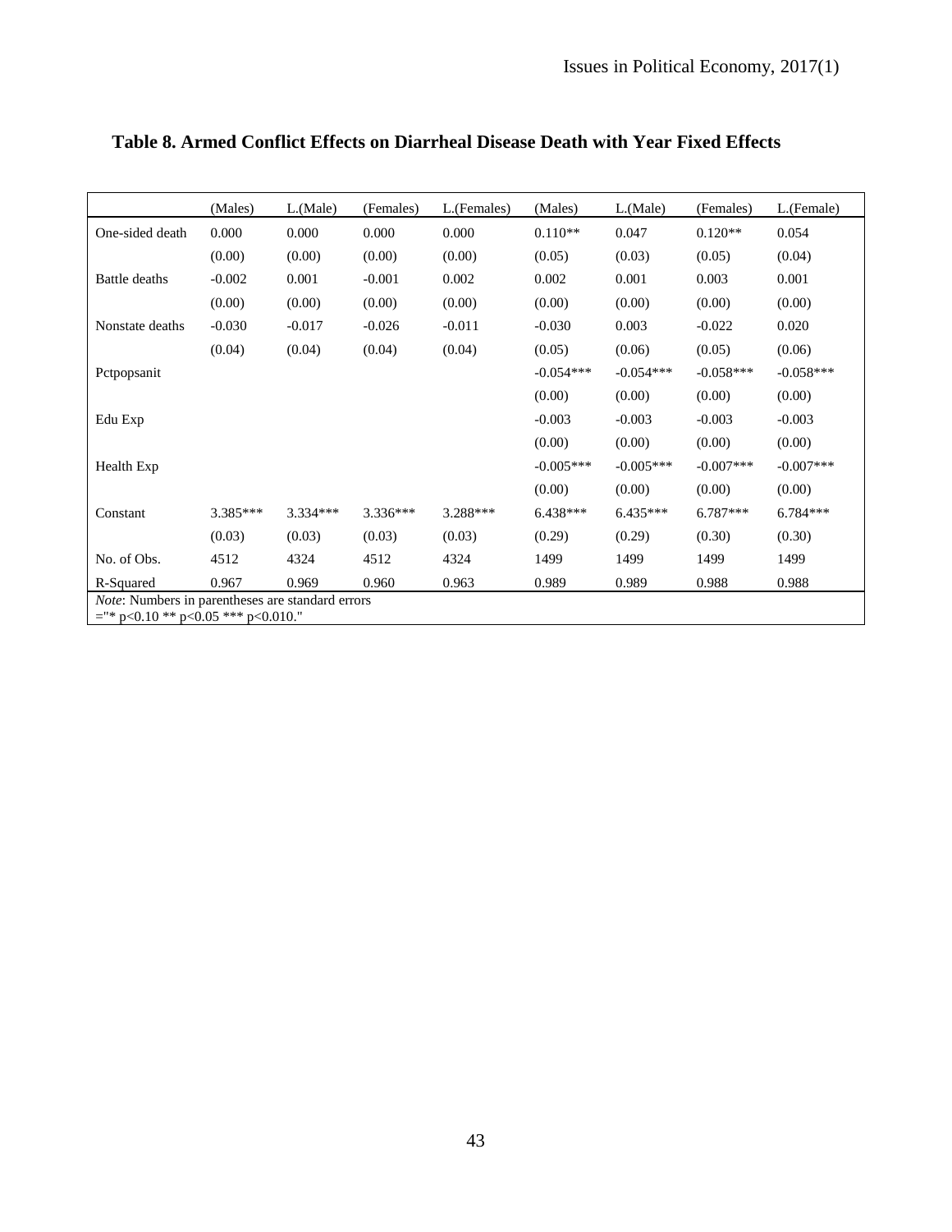**Table 8. Armed Conflict Effects on Diarrheal Disease Death with Year Fixed Effects**

| | (Males) | L.(Male) | (Females) | L.(Females) | (Males) | L.(Male) | (Females) | L.(Female) |
|---|---|---|---|---|---|---|---|---|
| One-sided death | 0.000 | 0.000 | 0.000 | 0.000 | 0.110** | 0.047 | 0.120** | 0.054 |
| | (0.00) | (0.00) | (0.00) | (0.00) | (0.05) | (0.03) | (0.05) | (0.04) |
| Battle deaths | -0.002 | 0.001 | -0.001 | 0.002 | 0.002 | 0.001 | 0.003 | 0.001 |
| | (0.00) | (0.00) | (0.00) | (0.00) | (0.00) | (0.00) | (0.00) | (0.00) |
| Nonstate deaths | -0.030 | -0.017 | -0.026 | -0.011 | -0.030 | 0.003 | -0.022 | 0.020 |
| | (0.04) | (0.04) | (0.04) | (0.04) | (0.05) | (0.06) | (0.05) | (0.06) |
| Pctpopsanit | | | | | -0.054*** | -0.054*** | -0.058*** | -0.058*** |
| | | | | | (0.00) | (0.00) | (0.00) | (0.00) |
| Edu Exp | | | | | -0.003 | -0.003 | -0.003 | -0.003 |
| | | | | | (0.00) | (0.00) | (0.00) | (0.00) |
| Health Exp | | | | | -0.005*** | -0.005*** | -0.007*** | -0.007*** |
| | | | | | (0.00) | (0.00) | (0.00) | (0.00) |
| Constant | 3.385*** | 3.334*** | 3.336*** | 3.288*** | 6.438*** | 6.435*** | 6.787*** | 6.784*** |
| | (0.03) | (0.03) | (0.03) | (0.03) | (0.29) | (0.29) | (0.30) | (0.30) |
| No. of Obs. | 4512 | 4324 | 4512 | 4324 | 1499 | 1499 | 1499 | 1499 |
| R-Squared | 0.967 | 0.969 | 0.960 | 0.963 | 0.989 | 0.989 | 0.988 | 0.988 |

*Note*: Numbers in parentheses are standard errors
="* p<0.10 ** p<0.05 *** p<0.010."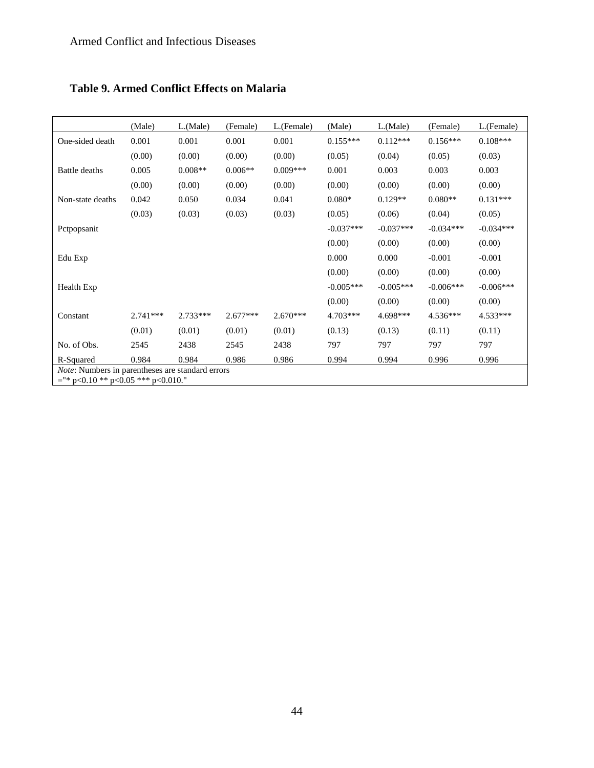### Table 9. Armed Conflict Effects on Malaria

| | (Male) | L.(Male) | (Female) | L.(Female) | (Male) | L.(Male) | (Female) | L.(Female) |
|---|---|---|---|---|---|---|---|---|
| One-sided death | 0.001 | 0.001 | 0.001 | 0.001 | 0.155*** | 0.112*** | 0.156*** | 0.108*** |
| | (0.00) | (0.00) | (0.00) | (0.00) | (0.05) | (0.04) | (0.05) | (0.03) |
| Battle deaths | 0.005 | 0.008** | 0.006** | 0.009*** | 0.001 | 0.003 | 0.003 | 0.003 |
| | (0.00) | (0.00) | (0.00) | (0.00) | (0.00) | (0.00) | (0.00) | (0.00) |
| Non-state deaths | 0.042 | 0.050 | 0.034 | 0.041 | 0.080* | 0.129** | 0.080** | 0.131*** |
| | (0.03) | (0.03) | (0.03) | (0.03) | (0.05) | (0.06) | (0.04) | (0.05) |
| Pctpopsanit | | | | | -0.037*** | -0.037*** | -0.034*** | -0.034*** |
| | | | | | (0.00) | (0.00) | (0.00) | (0.00) |
| Edu Exp | | | | | 0.000 | 0.000 | -0.001 | -0.001 |
| | | | | | (0.00) | (0.00) | (0.00) | (0.00) |
| Health Exp | | | | | -0.005*** | -0.005*** | -0.006*** | -0.006*** |
| | | | | | (0.00) | (0.00) | (0.00) | (0.00) |
| Constant | 2.741*** | 2.733*** | 2.677*** | 2.670*** | 4.703*** | 4.698*** | 4.536*** | 4.533*** |
| | (0.01) | (0.01) | (0.01) | (0.01) | (0.13) | (0.13) | (0.11) | (0.11) |
| No. of Obs. | 2545 | 2438 | 2545 | 2438 | 797 | 797 | 797 | 797 |
| R-Squared | 0.984 | 0.984 | 0.986 | 0.986 | 0.994 | 0.994 | 0.996 | 0.996 |

*Note*: Numbers in parentheses are standard errors
="* p<0.10 ** p<0.05 *** p<0.010."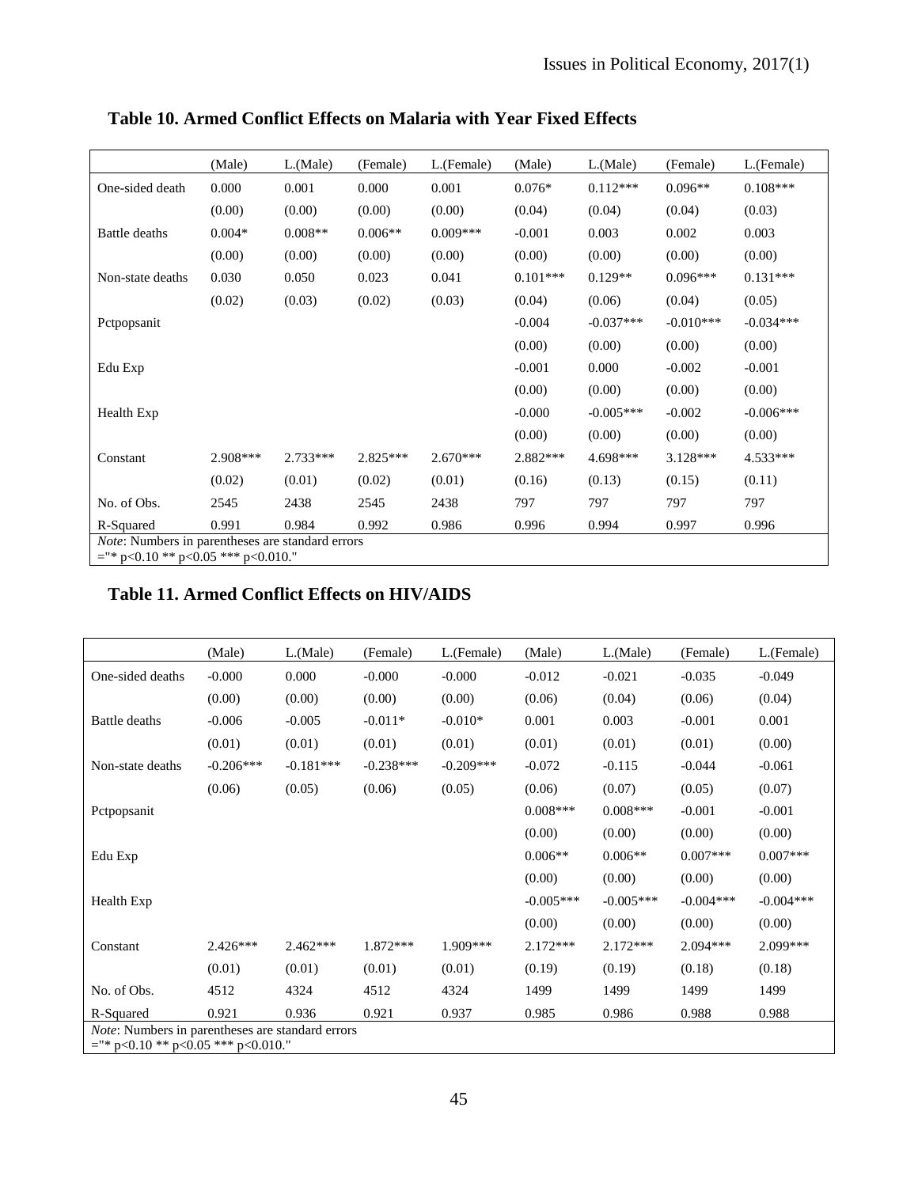**Table 10. Armed Conflict Effects on Malaria with Year Fixed Effects**

| | (Male) | L.(Male) | (Female) | L.(Female) | (Male) | L.(Male) | (Female) | L.(Female) |
|---|---|---|---|---|---|---|---|---|
| One-sided death | 0.000 | 0.001 | 0.000 | 0.001 | 0.076* | 0.112*** | 0.096** | 0.108*** |
| | (0.00) | (0.00) | (0.00) | (0.00) | (0.04) | (0.04) | (0.04) | (0.03) |
| Battle deaths | 0.004* | 0.008** | 0.006** | 0.009*** | -0.001 | 0.003 | 0.002 | 0.003 |
| | (0.00) | (0.00) | (0.00) | (0.00) | (0.00) | (0.00) | (0.00) | (0.00) |
| Non-state deaths | 0.030 | 0.050 | 0.023 | 0.041 | 0.101*** | 0.129** | 0.096*** | 0.131*** |
| | (0.02) | (0.03) | (0.02) | (0.03) | (0.04) | (0.06) | (0.04) | (0.05) |
| Pctpopsanit | | | | | -0.004 | -0.037*** | -0.010*** | -0.034*** |
| | | | | | (0.00) | (0.00) | (0.00) | (0.00) |
| Edu Exp | | | | | -0.001 | 0.000 | -0.002 | -0.001 |
| | | | | | (0.00) | (0.00) | (0.00) | (0.00) |
| Health Exp | | | | | -0.000 | -0.005*** | -0.002 | -0.006*** |
| | | | | | (0.00) | (0.00) | (0.00) | (0.00) |
| Constant | 2.908*** | 2.733*** | 2.825*** | 2.670*** | 2.882*** | 4.698*** | 3.128*** | 4.533*** |
| | (0.02) | (0.01) | (0.02) | (0.01) | (0.16) | (0.13) | (0.15) | (0.11) |
| No. of Obs. | 2545 | 2438 | 2545 | 2438 | 797 | 797 | 797 | 797 |
| R-Squared | 0.991 | 0.984 | 0.992 | 0.986 | 0.996 | 0.994 | 0.997 | 0.996 |

*Note*: Numbers in parentheses are standard errors
="* p<0.10 ** p<0.05 *** p<0.010."

**Table 11. Armed Conflict Effects on HIV/AIDS**

| | (Male) | L.(Male) | (Female) | L.(Female) | (Male) | L.(Male) | (Female) | L.(Female) |
|---|---|---|---|---|---|---|---|---|
| One-sided deaths | -0.000 | 0.000 | -0.000 | -0.000 | -0.012 | -0.021 | -0.035 | -0.049 |
| | (0.00) | (0.00) | (0.00) | (0.00) | (0.06) | (0.04) | (0.06) | (0.04) |
| Battle deaths | -0.006 | -0.005 | -0.011* | -0.010* | 0.001 | 0.003 | -0.001 | 0.001 |
| | (0.01) | (0.01) | (0.01) | (0.01) | (0.01) | (0.01) | (0.01) | (0.00) |
| Non-state deaths | -0.206*** | -0.181*** | -0.238*** | -0.209*** | -0.072 | -0.115 | -0.044 | -0.061 |
| | (0.06) | (0.05) | (0.06) | (0.05) | (0.06) | (0.07) | (0.05) | (0.07) |
| Pctpopsanit | | | | | 0.008*** | 0.008*** | -0.001 | -0.001 |
| | | | | | (0.00) | (0.00) | (0.00) | (0.00) |
| Edu Exp | | | | | 0.006** | 0.006** | 0.007*** | 0.007*** |
| | | | | | (0.00) | (0.00) | (0.00) | (0.00) |
| Health Exp | | | | | -0.005*** | -0.005*** | -0.004*** | -0.004*** |
| | | | | | (0.00) | (0.00) | (0.00) | (0.00) |
| Constant | 2.426*** | 2.462*** | 1.872*** | 1.909*** | 2.172*** | 2.172*** | 2.094*** | 2.099*** |
| | (0.01) | (0.01) | (0.01) | (0.01) | (0.19) | (0.19) | (0.18) | (0.18) |
| No. of Obs. | 4512 | 4324 | 4512 | 4324 | 1499 | 1499 | 1499 | 1499 |
| R-Squared | 0.921 | 0.936 | 0.921 | 0.937 | 0.985 | 0.986 | 0.988 | 0.988 |

*Note*: Numbers in parentheses are standard errors
="* p<0.10 ** p<0.05 *** p<0.010."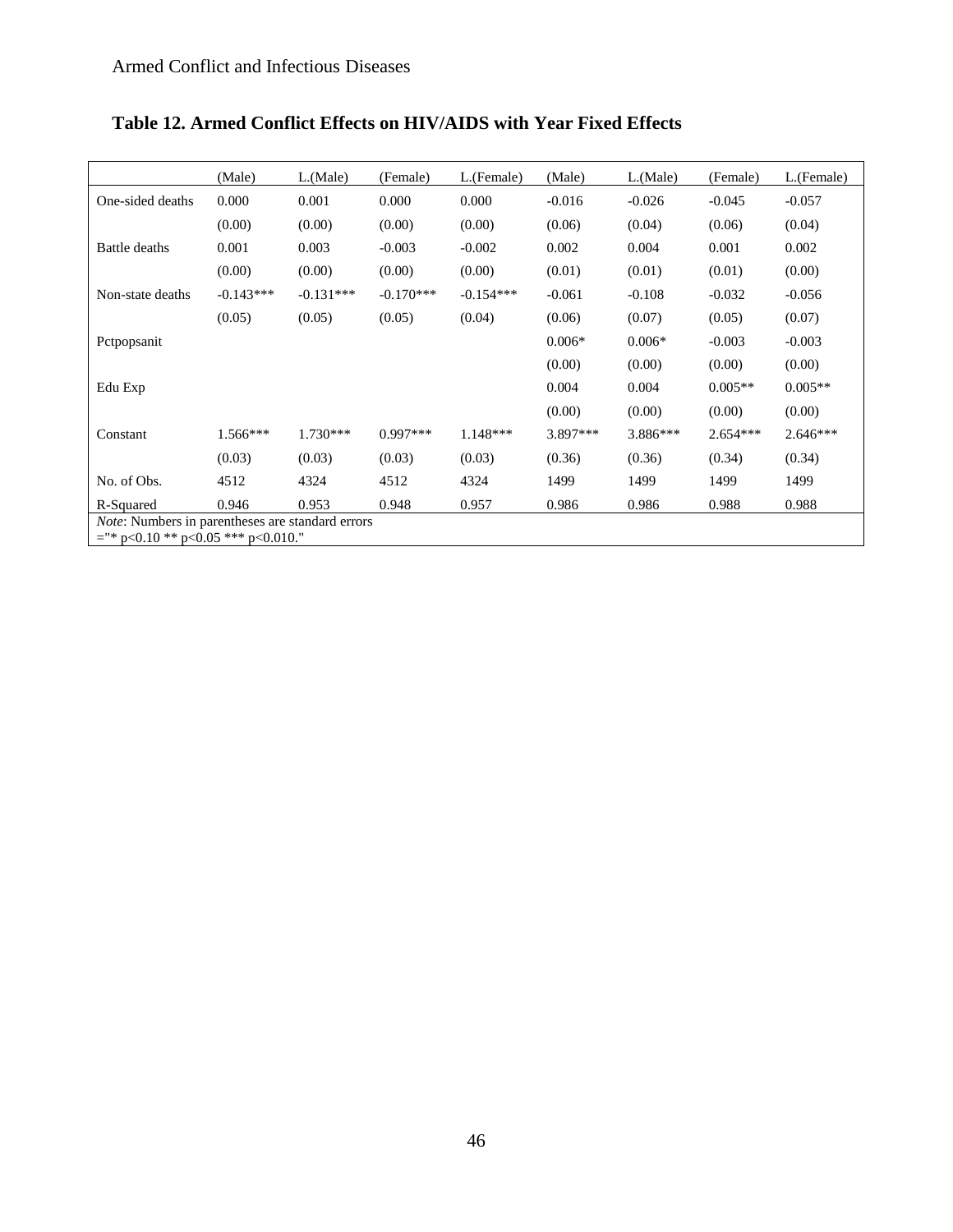**Table 12. Armed Conflict Effects on HIV/AIDS with Year Fixed Effects**

| | (Male) | L.(Male) | (Female) | L.(Female) | (Male) | L.(Male) | (Female) | L.(Female) |
|---|---|---|---|---|---|---|---|---|
| One-sided deaths | 0.000 | 0.001 | 0.000 | 0.000 | -0.016 | -0.026 | -0.045 | -0.057 |
| | (0.00) | (0.00) | (0.00) | (0.00) | (0.06) | (0.04) | (0.06) | (0.04) |
| Battle deaths | 0.001 | 0.003 | -0.003 | -0.002 | 0.002 | 0.004 | 0.001 | 0.002 |
| | (0.00) | (0.00) | (0.00) | (0.00) | (0.01) | (0.01) | (0.01) | (0.00) |
| Non-state deaths | -0.143*** | -0.131*** | -0.170*** | -0.154*** | -0.061 | -0.108 | -0.032 | -0.056 |
| | (0.05) | (0.05) | (0.05) | (0.04) | (0.06) | (0.07) | (0.05) | (0.07) |
| Pctpopsanit | | | | | 0.006* | 0.006* | -0.003 | -0.003 |
| | | | | | (0.00) | (0.00) | (0.00) | (0.00) |
| Edu Exp | | | | | 0.004 | 0.004 | 0.005** | 0.005** |
| | | | | | (0.00) | (0.00) | (0.00) | (0.00) |
| Constant | 1.566*** | 1.730*** | 0.997*** | 1.148*** | 3.897*** | 3.886*** | 2.654*** | 2.646*** |
| | (0.03) | (0.03) | (0.03) | (0.03) | (0.36) | (0.36) | (0.34) | (0.34) |
| No. of Obs. | 4512 | 4324 | 4512 | 4324 | 1499 | 1499 | 1499 | 1499 |
| R-Squared | 0.946 | 0.953 | 0.948 | 0.957 | 0.986 | 0.986 | 0.988 | 0.988 |

*Note*: Numbers in parentheses are standard errors
="* p<0.10 ** p<0.05 *** p<0.010."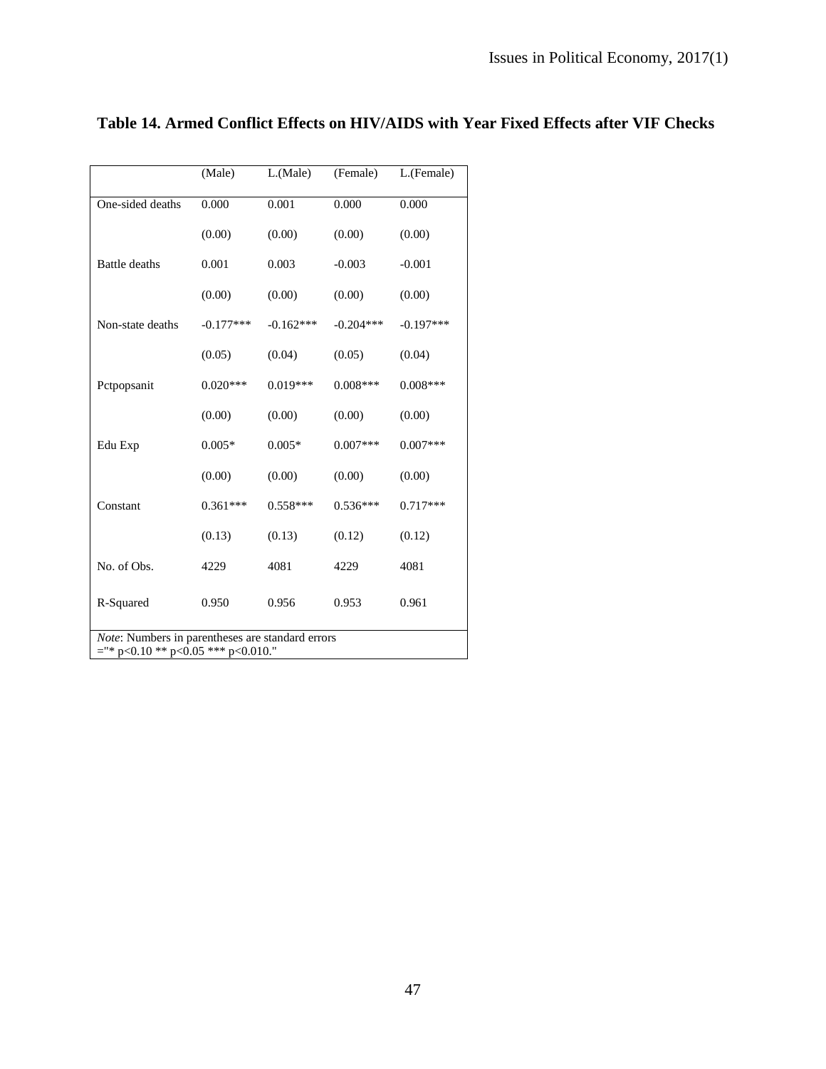**Table 14. Armed Conflict Effects on HIV/AIDS with Year Fixed Effects after VIF Checks**

| | (Male) | L.(Male) | (Female) | L.(Female) |
|---|---|---|---|---|
| One-sided deaths | 0.000 | 0.001 | 0.000 | 0.000 |
| | (0.00) | (0.00) | (0.00) | (0.00) |
| Battle deaths | 0.001 | 0.003 | -0.003 | -0.001 |
| | (0.00) | (0.00) | (0.00) | (0.00) |
| Non-state deaths | -0.177*** | -0.162*** | -0.204*** | -0.197*** |
| | (0.05) | (0.04) | (0.05) | (0.04) |
| Pctpopsanit | 0.020*** | 0.019*** | 0.008*** | 0.008*** |
| | (0.00) | (0.00) | (0.00) | (0.00) |
| Edu Exp | 0.005* | 0.005* | 0.007*** | 0.007*** |
| | (0.00) | (0.00) | (0.00) | (0.00) |
| Constant | 0.361*** | 0.558*** | 0.536*** | 0.717*** |
| | (0.13) | (0.13) | (0.12) | (0.12) |
| No. of Obs. | 4229 | 4081 | 4229 | 4081 |
| R-Squared | 0.950 | 0.956 | 0.953 | 0.961 |

*Note*: Numbers in parentheses are standard errors
="* p<0.10 ** p<0.05 *** p<0.010."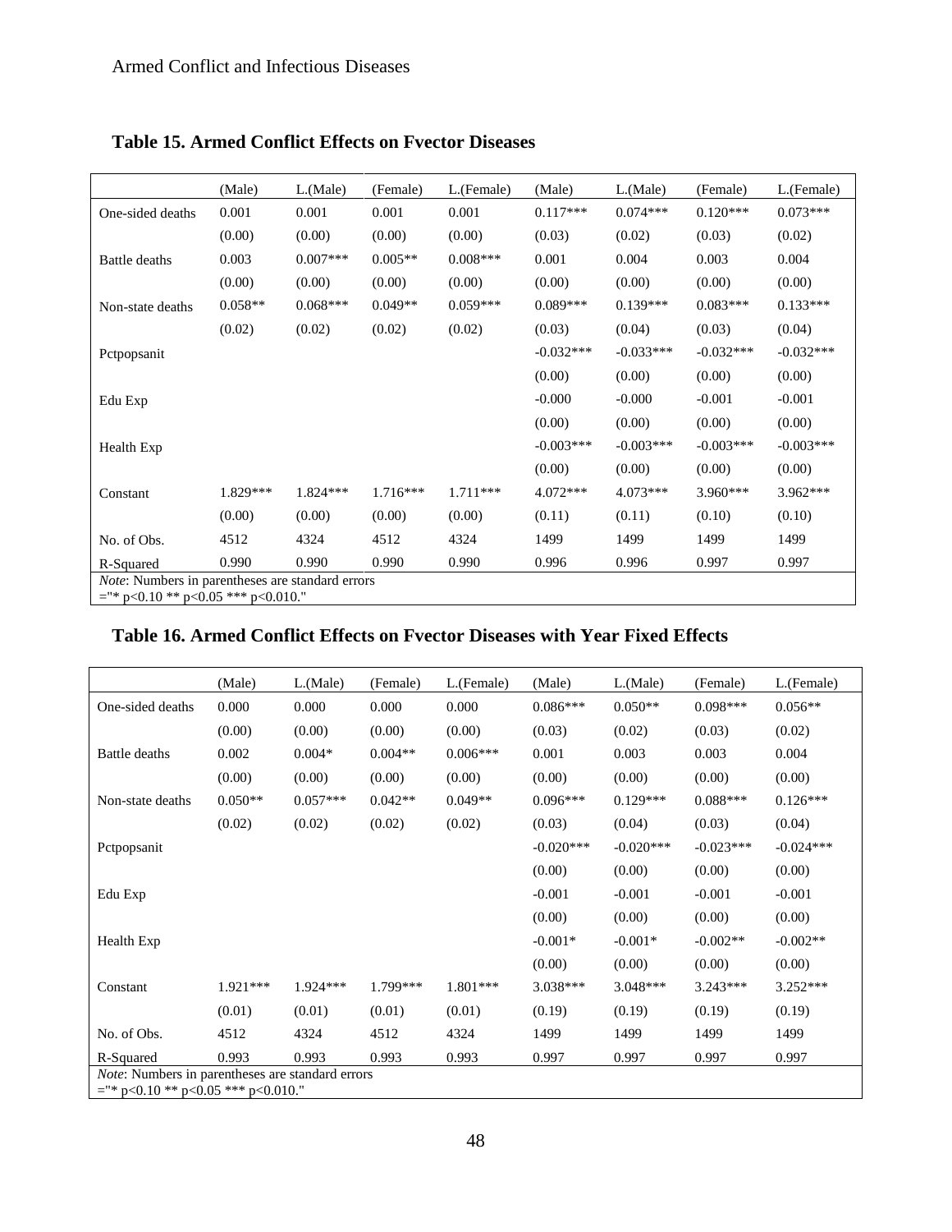**Table 15. Armed Conflict Effects on Fvector Diseases**

| | (Male) | L.(Male) | (Female) | L.(Female) | (Male) | L.(Male) | (Female) | L.(Female) |
|---|---|---|---|---|---|---|---|---|
| One-sided deaths | 0.001 | 0.001 | 0.001 | 0.001 | 0.117*** | 0.074*** | 0.120*** | 0.073*** |
| | (0.00) | (0.00) | (0.00) | (0.00) | (0.03) | (0.02) | (0.03) | (0.02) |
| Battle deaths | 0.003 | 0.007*** | 0.005** | 0.008*** | 0.001 | 0.004 | 0.003 | 0.004 |
| | (0.00) | (0.00) | (0.00) | (0.00) | (0.00) | (0.00) | (0.00) | (0.00) |
| Non-state deaths | 0.058** | 0.068*** | 0.049** | 0.059*** | 0.089*** | 0.139*** | 0.083*** | 0.133*** |
| | (0.02) | (0.02) | (0.02) | (0.02) | (0.03) | (0.04) | (0.03) | (0.04) |
| Pctpopsanit | | | | | -0.032*** | -0.033*** | -0.032*** | -0.032*** |
| | | | | | (0.00) | (0.00) | (0.00) | (0.00) |
| Edu Exp | | | | | -0.000 | -0.000 | -0.001 | -0.001 |
| | | | | | (0.00) | (0.00) | (0.00) | (0.00) |
| Health Exp | | | | | -0.003*** | -0.003*** | -0.003*** | -0.003*** |
| | | | | | (0.00) | (0.00) | (0.00) | (0.00) |
| Constant | 1.829*** | 1.824*** | 1.716*** | 1.711*** | 4.072*** | 4.073*** | 3.960*** | 3.962*** |
| | (0.00) | (0.00) | (0.00) | (0.00) | (0.11) | (0.11) | (0.10) | (0.10) |
| No. of Obs. | 4512 | 4324 | 4512 | 4324 | 1499 | 1499 | 1499 | 1499 |
| R-Squared | 0.990 | 0.990 | 0.990 | 0.990 | 0.996 | 0.996 | 0.997 | 0.997 |

*Note*: Numbers in parentheses are standard errors
="* p<0.10 ** p<0.05 *** p<0.010."

**Table 16. Armed Conflict Effects on Fvector Diseases with Year Fixed Effects**

| | (Male) | L.(Male) | (Female) | L.(Female) | (Male) | L.(Male) | (Female) | L.(Female) |
|---|---|---|---|---|---|---|---|---|
| One-sided deaths | 0.000 | 0.000 | 0.000 | 0.000 | 0.086*** | 0.050** | 0.098*** | 0.056** |
| | (0.00) | (0.00) | (0.00) | (0.00) | (0.03) | (0.02) | (0.03) | (0.02) |
| Battle deaths | 0.002 | 0.004* | 0.004** | 0.006*** | 0.001 | 0.003 | 0.003 | 0.004 |
| | (0.00) | (0.00) | (0.00) | (0.00) | (0.00) | (0.00) | (0.00) | (0.00) |
| Non-state deaths | 0.050** | 0.057*** | 0.042** | 0.049** | 0.096*** | 0.129*** | 0.088*** | 0.126*** |
| | (0.02) | (0.02) | (0.02) | (0.02) | (0.03) | (0.04) | (0.03) | (0.04) |
| Pctpopsanit | | | | | -0.020*** | -0.020*** | -0.023*** | -0.024*** |
| | | | | | (0.00) | (0.00) | (0.00) | (0.00) |
| Edu Exp | | | | | -0.001 | -0.001 | -0.001 | -0.001 |
| | | | | | (0.00) | (0.00) | (0.00) | (0.00) |
| Health Exp | | | | | -0.001* | -0.001* | -0.002** | -0.002** |
| | | | | | (0.00) | (0.00) | (0.00) | (0.00) |
| Constant | 1.921*** | 1.924*** | 1.799*** | 1.801*** | 3.038*** | 3.048*** | 3.243*** | 3.252*** |
| | (0.01) | (0.01) | (0.01) | (0.01) | (0.19) | (0.19) | (0.19) | (0.19) |
| No. of Obs. | 4512 | 4324 | 4512 | 4324 | 1499 | 1499 | 1499 | 1499 |
| R-Squared | 0.993 | 0.993 | 0.993 | 0.993 | 0.997 | 0.997 | 0.997 | 0.997 |

*Note*: Numbers in parentheses are standard errors
="* p<0.10 ** p<0.05 *** p<0.010."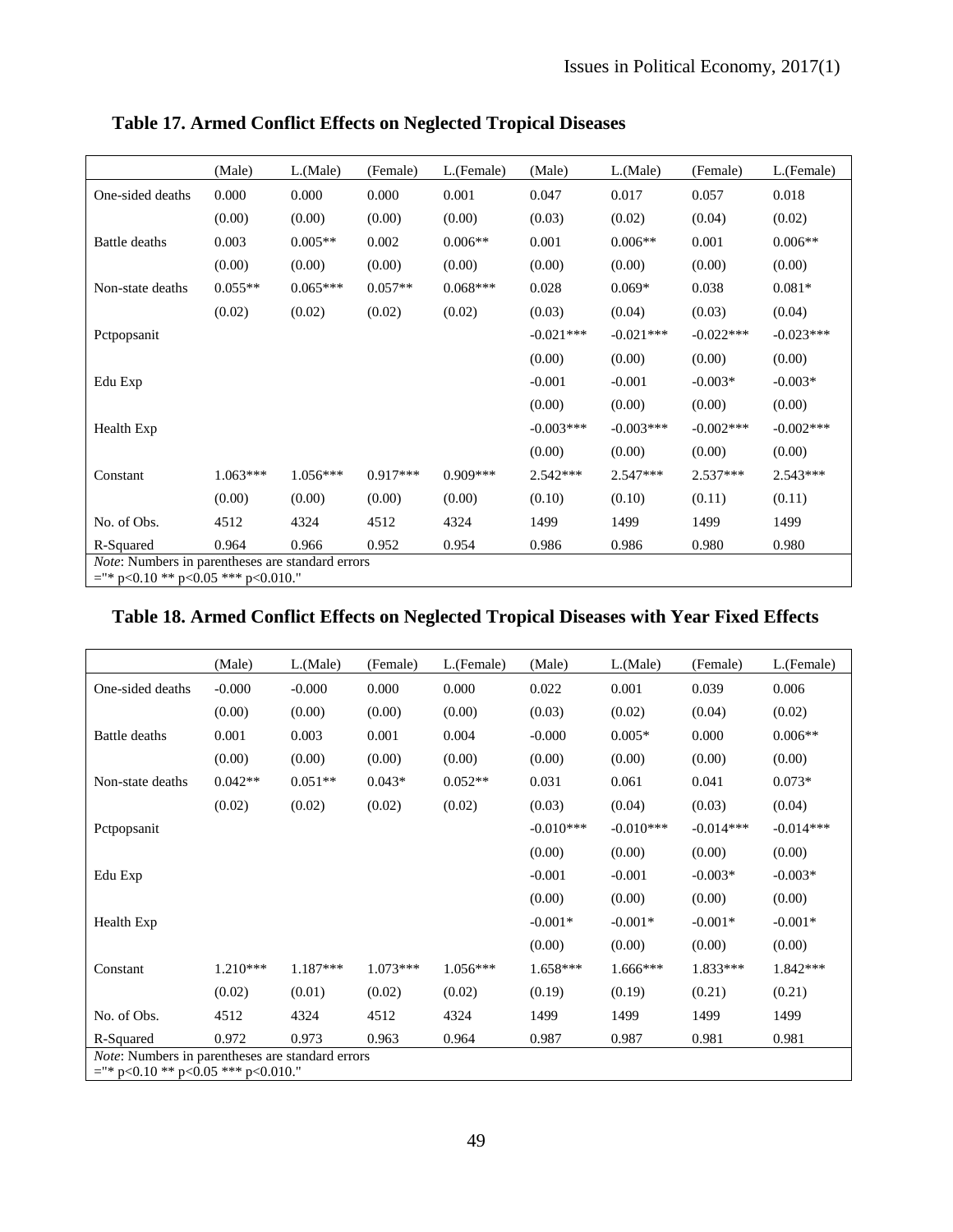**Table 17. Armed Conflict Effects on Neglected Tropical Diseases**

| | (Male) | L.(Male) | (Female) | L.(Female) | (Male) | L.(Male) | (Female) | L.(Female) |
|---|---|---|---|---|---|---|---|---|
| One-sided deaths | 0.000 | 0.000 | 0.000 | 0.001 | 0.047 | 0.017 | 0.057 | 0.018 |
| | (0.00) | (0.00) | (0.00) | (0.00) | (0.03) | (0.02) | (0.04) | (0.02) |
| Battle deaths | 0.003 | 0.005** | 0.002 | 0.006** | 0.001 | 0.006** | 0.001 | 0.006** |
| | (0.00) | (0.00) | (0.00) | (0.00) | (0.00) | (0.00) | (0.00) | (0.00) |
| Non-state deaths | 0.055** | 0.065*** | 0.057** | 0.068*** | 0.028 | 0.069* | 0.038 | 0.081* |
| | (0.02) | (0.02) | (0.02) | (0.02) | (0.03) | (0.04) | (0.03) | (0.04) |
| Pctpopsanit | | | | | -0.021*** | -0.021*** | -0.022*** | -0.023*** |
| | | | | | (0.00) | (0.00) | (0.00) | (0.00) |
| Edu Exp | | | | | -0.001 | -0.001 | -0.003* | -0.003* |
| | | | | | (0.00) | (0.00) | (0.00) | (0.00) |
| Health Exp | | | | | -0.003*** | -0.003*** | -0.002*** | -0.002*** |
| | | | | | (0.00) | (0.00) | (0.00) | (0.00) |
| Constant | 1.063*** | 1.056*** | 0.917*** | 0.909*** | 2.542*** | 2.547*** | 2.537*** | 2.543*** |
| | (0.00) | (0.00) | (0.00) | (0.00) | (0.10) | (0.10) | (0.11) | (0.11) |
| No. of Obs. | 4512 | 4324 | 4512 | 4324 | 1499 | 1499 | 1499 | 1499 |
| R-Squared | 0.964 | 0.966 | 0.952 | 0.954 | 0.986 | 0.986 | 0.980 | 0.980 |

*Note*: Numbers in parentheses are standard errors
="* p<0.10 ** p<0.05 *** p<0.010."

**Table 18. Armed Conflict Effects on Neglected Tropical Diseases with Year Fixed Effects**

| | (Male) | L.(Male) | (Female) | L.(Female) | (Male) | L.(Male) | (Female) | L.(Female) |
|---|---|---|---|---|---|---|---|---|
| One-sided deaths | -0.000 | -0.000 | 0.000 | 0.000 | 0.022 | 0.001 | 0.039 | 0.006 |
| | (0.00) | (0.00) | (0.00) | (0.00) | (0.03) | (0.02) | (0.04) | (0.02) |
| Battle deaths | 0.001 | 0.003 | 0.001 | 0.004 | -0.000 | 0.005* | 0.000 | 0.006** |
| | (0.00) | (0.00) | (0.00) | (0.00) | (0.00) | (0.00) | (0.00) | (0.00) |
| Non-state deaths | 0.042** | 0.051** | 0.043* | 0.052** | 0.031 | 0.061 | 0.041 | 0.073* |
| | (0.02) | (0.02) | (0.02) | (0.02) | (0.03) | (0.04) | (0.03) | (0.04) |
| Pctpopsanit | | | | | -0.010*** | -0.010*** | -0.014*** | -0.014*** |
| | | | | | (0.00) | (0.00) | (0.00) | (0.00) |
| Edu Exp | | | | | -0.001 | -0.001 | -0.003* | -0.003* |
| | | | | | (0.00) | (0.00) | (0.00) | (0.00) |
| Health Exp | | | | | -0.001* | -0.001* | -0.001* | -0.001* |
| | | | | | (0.00) | (0.00) | (0.00) | (0.00) |
| Constant | 1.210*** | 1.187*** | 1.073*** | 1.056*** | 1.658*** | 1.666*** | 1.833*** | 1.842*** |
| | (0.02) | (0.01) | (0.02) | (0.02) | (0.19) | (0.19) | (0.21) | (0.21) |
| No. of Obs. | 4512 | 4324 | 4512 | 4324 | 1499 | 1499 | 1499 | 1499 |
| R-Squared | 0.972 | 0.973 | 0.963 | 0.964 | 0.987 | 0.987 | 0.981 | 0.981 |

*Note*: Numbers in parentheses are standard errors
="* p<0.10 ** p<0.05 *** p<0.010."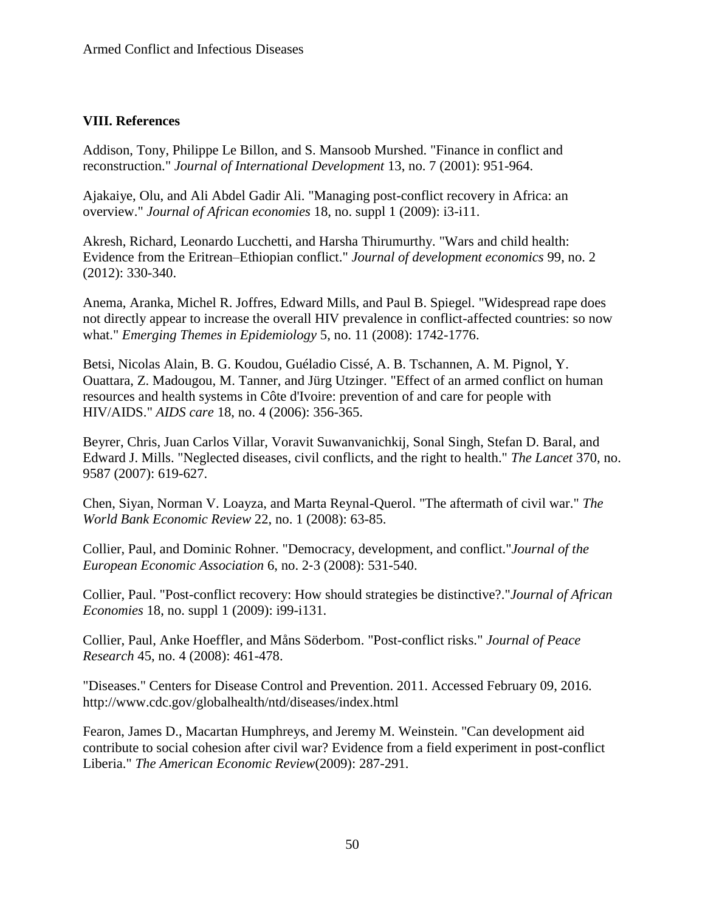## VIII. References

Addison, Tony, Philippe Le Billon, and S. Mansoob Murshed. "Finance in conflict and reconstruction." *Journal of International Development* 13, no. 7 (2001): 951-964.

Ajakaiye, Olu, and Ali Abdel Gadir Ali. "Managing post-conflict recovery in Africa: an overview." *Journal of African economies* 18, no. suppl 1 (2009): i3-i11.

Akresh, Richard, Leonardo Lucchetti, and Harsha Thirumurthy. "Wars and child health: Evidence from the Eritrean–Ethiopian conflict." *Journal of development economics* 99, no. 2 (2012): 330-340.

Anema, Aranka, Michel R. Joffres, Edward Mills, and Paul B. Spiegel. "Widespread rape does not directly appear to increase the overall HIV prevalence in conflict-affected countries: so now what." *Emerging Themes in Epidemiology* 5, no. 11 (2008): 1742-1776.

Betsi, Nicolas Alain, B. G. Koudou, Guéladio Cissé, A. B. Tschannen, A. M. Pignol, Y. Ouattara, Z. Madougou, M. Tanner, and Jürg Utzinger. "Effect of an armed conflict on human resources and health systems in Côte d'Ivoire: prevention of and care for people with HIV/AIDS." *AIDS care* 18, no. 4 (2006): 356-365.

Beyrer, Chris, Juan Carlos Villar, Voravit Suwanvanichkij, Sonal Singh, Stefan D. Baral, and Edward J. Mills. "Neglected diseases, civil conflicts, and the right to health." *The Lancet* 370, no. 9587 (2007): 619-627.

Chen, Siyan, Norman V. Loayza, and Marta Reynal-Querol. "The aftermath of civil war." *The World Bank Economic Review* 22, no. 1 (2008): 63-85.

Collier, Paul, and Dominic Rohner. "Democracy, development, and conflict."*Journal of the European Economic Association* 6, no. 2-3 (2008): 531-540.

Collier, Paul. "Post-conflict recovery: How should strategies be distinctive?."*Journal of African Economies* 18, no. suppl 1 (2009): i99-i131.

Collier, Paul, Anke Hoeffler, and Måns Söderbom. "Post-conflict risks." *Journal of Peace Research* 45, no. 4 (2008): 461-478.

"Diseases." Centers for Disease Control and Prevention. 2011. Accessed February 09, 2016. http://www.cdc.gov/globalhealth/ntd/diseases/index.html

Fearon, James D., Macartan Humphreys, and Jeremy M. Weinstein. "Can development aid contribute to social cohesion after civil war? Evidence from a field experiment in post-conflict Liberia." *The American Economic Review*(2009): 287-291.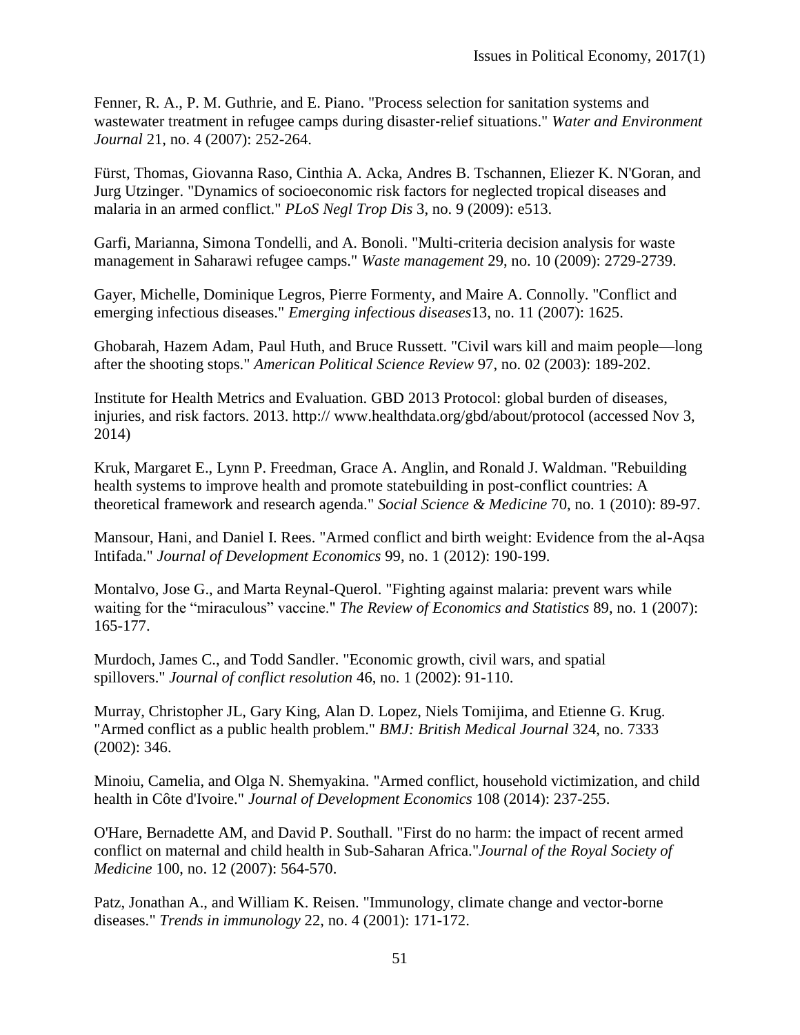Fenner, R. A., P. M. Guthrie, and E. Piano. "Process selection for sanitation systems and wastewater treatment in refugee camps during disaster-relief situations." *Water and Environment Journal* 21, no. 4 (2007): 252-264.

Fürst, Thomas, Giovanna Raso, Cinthia A. Acka, Andres B. Tschannen, Eliezer K. N'Goran, and Jurg Utzinger. "Dynamics of socioeconomic risk factors for neglected tropical diseases and malaria in an armed conflict." *PLoS Negl Trop Dis* 3, no. 9 (2009): e513.

Garfi, Marianna, Simona Tondelli, and A. Bonoli. "Multi-criteria decision analysis for waste management in Saharawi refugee camps." *Waste management* 29, no. 10 (2009): 2729-2739.

Gayer, Michelle, Dominique Legros, Pierre Formenty, and Maire A. Connolly. "Conflict and emerging infectious diseases." *Emerging infectious diseases*13, no. 11 (2007): 1625.

Ghobarah, Hazem Adam, Paul Huth, and Bruce Russett. "Civil wars kill and maim people—long after the shooting stops." *American Political Science Review* 97, no. 02 (2003): 189-202.

Institute for Health Metrics and Evaluation. GBD 2013 Protocol: global burden of diseases, injuries, and risk factors. 2013. http:// www.healthdata.org/gbd/about/protocol (accessed Nov 3, 2014)

Kruk, Margaret E., Lynn P. Freedman, Grace A. Anglin, and Ronald J. Waldman. "Rebuilding health systems to improve health and promote statebuilding in post-conflict countries: A theoretical framework and research agenda." *Social Science & Medicine* 70, no. 1 (2010): 89-97.

Mansour, Hani, and Daniel I. Rees. "Armed conflict and birth weight: Evidence from the al-Aqsa Intifada." *Journal of Development Economics* 99, no. 1 (2012): 190-199.

Montalvo, Jose G., and Marta Reynal-Querol. "Fighting against malaria: prevent wars while waiting for the "miraculous" vaccine." *The Review of Economics and Statistics* 89, no. 1 (2007): 165-177.

Murdoch, James C., and Todd Sandler. "Economic growth, civil wars, and spatial spillovers." *Journal of conflict resolution* 46, no. 1 (2002): 91-110.

Murray, Christopher JL, Gary King, Alan D. Lopez, Niels Tomijima, and Etienne G. Krug. "Armed conflict as a public health problem." *BMJ: British Medical Journal* 324, no. 7333 (2002): 346.

Minoiu, Camelia, and Olga N. Shemyakina. "Armed conflict, household victimization, and child health in Côte d'Ivoire." *Journal of Development Economics* 108 (2014): 237-255.

O'Hare, Bernadette AM, and David P. Southall. "First do no harm: the impact of recent armed conflict on maternal and child health in Sub-Saharan Africa."*Journal of the Royal Society of Medicine* 100, no. 12 (2007): 564-570.

Patz, Jonathan A., and William K. Reisen. "Immunology, climate change and vector-borne diseases." *Trends in immunology* 22, no. 4 (2001): 171-172.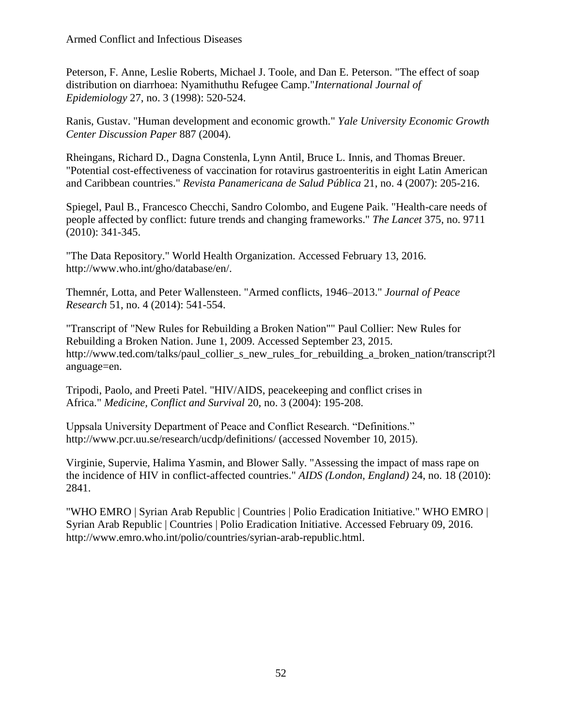Peterson, F. Anne, Leslie Roberts, Michael J. Toole, and Dan E. Peterson. "The effect of soap distribution on diarrhoea: Nyamithuthu Refugee Camp."*International Journal of Epidemiology* 27, no. 3 (1998): 520-524.

Ranis, Gustav. "Human development and economic growth." *Yale University Economic Growth Center Discussion Paper* 887 (2004).

Rheingans, Richard D., Dagna Constenla, Lynn Antil, Bruce L. Innis, and Thomas Breuer. "Potential cost-effectiveness of vaccination for rotavirus gastroenteritis in eight Latin American and Caribbean countries." *Revista Panamericana de Salud Pública* 21, no. 4 (2007): 205-216.

Spiegel, Paul B., Francesco Checchi, Sandro Colombo, and Eugene Paik. "Health-care needs of people affected by conflict: future trends and changing frameworks." *The Lancet* 375, no. 9711 (2010): 341-345.

"The Data Repository." World Health Organization. Accessed February 13, 2016. http://www.who.int/gho/database/en/.

Themnér, Lotta, and Peter Wallensteen. "Armed conflicts, 1946–2013." *Journal of Peace Research* 51, no. 4 (2014): 541-554.

"Transcript of "New Rules for Rebuilding a Broken Nation"" Paul Collier: New Rules for Rebuilding a Broken Nation. June 1, 2009. Accessed September 23, 2015. http://www.ted.com/talks/paul_collier_s_new_rules_for_rebuilding_a_broken_nation/transcript?language=en.

Tripodi, Paolo, and Preeti Patel. "HIV/AIDS, peacekeeping and conflict crises in Africa." *Medicine, Conflict and Survival* 20, no. 3 (2004): 195-208.

Uppsala University Department of Peace and Conflict Research. "Definitions." http://www.pcr.uu.se/research/ucdp/definitions/ (accessed November 10, 2015).

Virginie, Supervie, Halima Yasmin, and Blower Sally. "Assessing the impact of mass rape on the incidence of HIV in conflict-affected countries." *AIDS (London, England)* 24, no. 18 (2010): 2841.

"WHO EMRO | Syrian Arab Republic | Countries | Polio Eradication Initiative." WHO EMRO | Syrian Arab Republic | Countries | Polio Eradication Initiative. Accessed February 09, 2016. http://www.emro.who.int/polio/countries/syrian-arab-republic.html.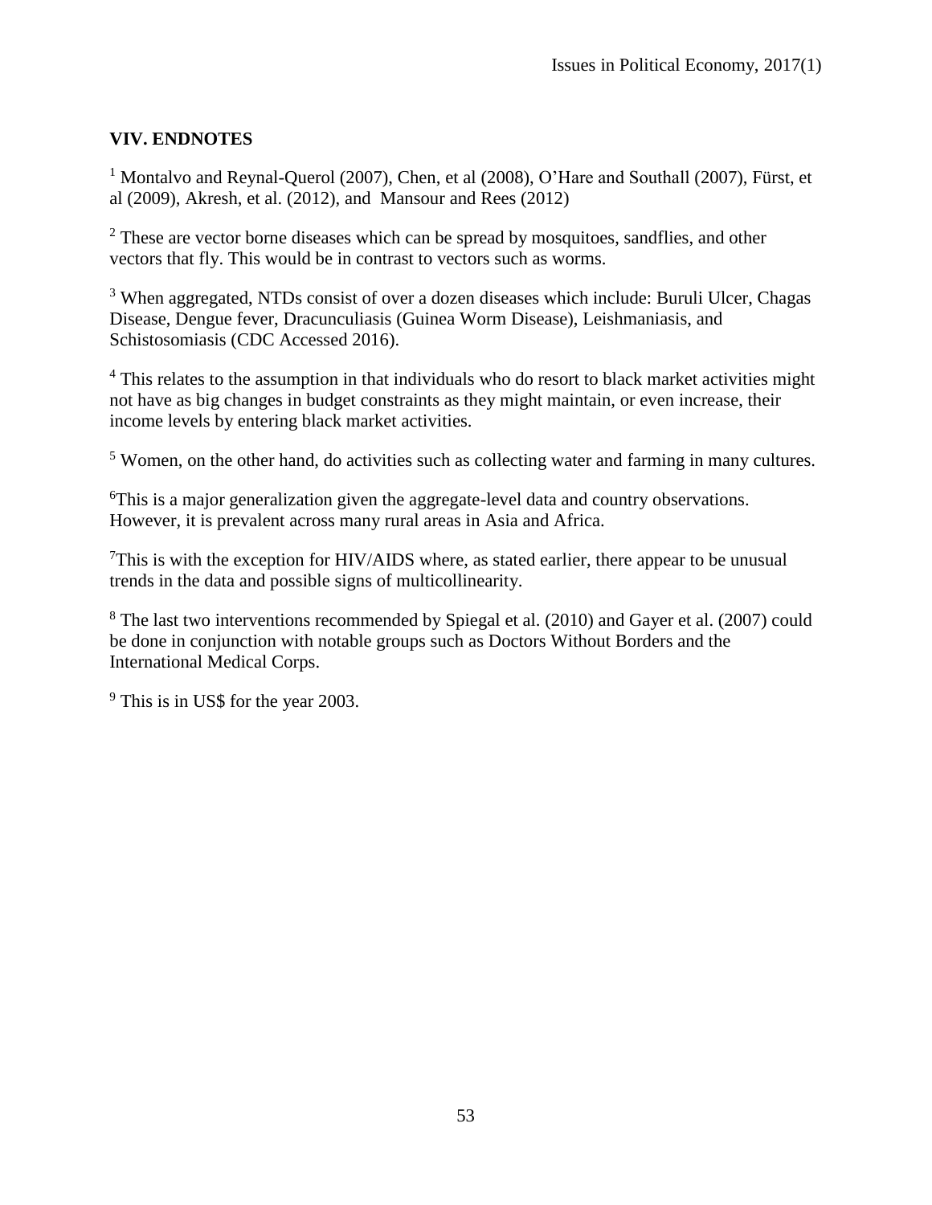## VIV. ENDNOTES

[1] Montalvo and Reynal-Querol (2007), Chen, et al (2008), O'Hare and Southall (2007), Fürst, et al (2009), Akresh, et al. (2012), and Mansour and Rees (2012)

[2] These are vector borne diseases which can be spread by mosquitoes, sandflies, and other vectors that fly. This would be in contrast to vectors such as worms.

[3] When aggregated, NTDs consist of over a dozen diseases which include: Buruli Ulcer, Chagas Disease, Dengue fever, Dracunculiasis (Guinea Worm Disease), Leishmaniasis, and Schistosomiasis (CDC Accessed 2016).

[4] This relates to the assumption in that individuals who do resort to black market activities might not have as big changes in budget constraints as they might maintain, or even increase, their income levels by entering black market activities.

[5] Women, on the other hand, do activities such as collecting water and farming in many cultures.

[6] This is a major generalization given the aggregate-level data and country observations. However, it is prevalent across many rural areas in Asia and Africa.

[7] This is with the exception for HIV/AIDS where, as stated earlier, there appear to be unusual trends in the data and possible signs of multicollinearity.

[8] The last two interventions recommended by Spiegal et al. (2010) and Gayer et al. (2007) could be done in conjunction with notable groups such as Doctors Without Borders and the International Medical Corps.

[9] This is in US$ for the year 2003.